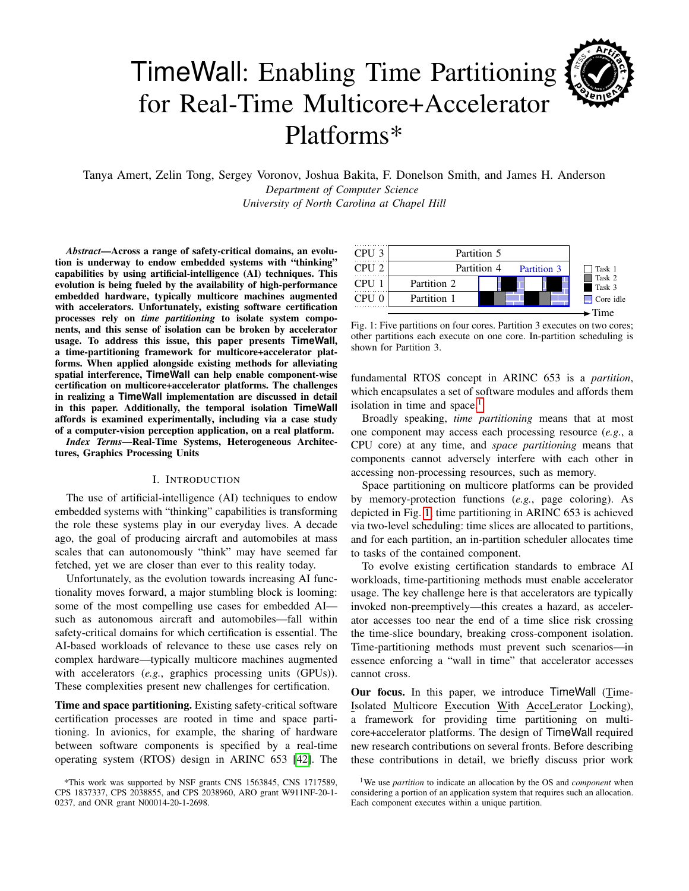# TimeWall: Enabling Time Partitioning for Real-Time Multicore+Accelerator Platforms*

Tanya Amert, Zelin Tong, Sergey Voronov, Joshua Bakita, F. Donelson Smith, and James H. Anderson
*Department of Computer Science*
*University of North Carolina at Chapel Hill*

***Abstract*—Across a range of safety-critical domains, an evolution is underway to endow embedded systems with "thinking" capabilities by using artificial-intelligence (AI) techniques. This evolution is being fueled by the availability of high-performance embedded hardware, typically multicore machines augmented with accelerators. Unfortunately, existing software certification processes rely on *time partitioning* to isolate system components, and this sense of isolation can be broken by accelerator usage. To address this issue, this paper presents TimeWall, a time-partitioning framework for multicore+accelerator platforms. The challenges in realizing a TimeWall implementation are discussed in detail in this paper. Additionally, the temporal isolation TimeWall affords is examined experimentally, including via a case study of a computer-vision perception application, on a real platform.**

***Index Terms*—Real-Time Systems, Heterogeneous Architectures, Graphics Processing Units**

## I. Introduction

The use of artificial-intelligence (AI) techniques to endow embedded systems with "thinking" capabilities is transforming the role these systems play in our everyday lives. A decade ago, the goal of producing aircraft and automobiles at mass scales that can autonomously "think" may have seemed far fetched, yet we are closer than ever to this reality today.

Unfortunately, as the evolution towards increasing AI functionality moves forward, a major stumbling block is looming: some of the most compelling use cases for embedded AI—such as autonomous aircraft and automobiles—fall within safety-critical domains for which certification is essential. The AI-based workloads of relevance to these use cases rely on complex hardware—typically multicore machines augmented with accelerators (*e.g.*, graphics processing units (GPUs)). These complexities present new challenges for certification.

**Time and space partitioning.** Existing safety-critical software certification processes are rooted in time and space partitioning. In avionics, for example, the sharing of hardware between software components is specified by a real-time operating system (RTOS) design in ARINC 653 [42]. The fundamental RTOS concept in ARINC 653 is a *partition*, which encapsulates a set of software modules and affords them isolation in time and space.[1]

CPU 3
CPU 2
CPU 1
CPU 0
Partition 5
Partition 4
Partition 3
Partition 2
Partition 1
Task 1
Task 2
Task 3
Core idle
Time

Fig. 1: Five partitions on four cores. Partition 3 executes on two cores; other partitions each execute on one core. In-partition scheduling is shown for Partition 3.

Broadly speaking, *time partitioning* means that at most one component may access each processing resource (*e.g.*, a CPU core) at any time, and *space partitioning* means that components cannot adversely interfere with each other in accessing non-processing resources, such as memory.

Space partitioning on multicore platforms can be provided by memory-protection functions (*e.g.*, page coloring). As depicted in Fig. 1, time partitioning in ARINC 653 is achieved via two-level scheduling: time slices are allocated to partitions, and for each partition, an in-partition scheduler allocates time to tasks of the contained component.

To evolve existing certification standards to embrace AI workloads, time-partitioning methods must enable accelerator usage. The key challenge here is that accelerators are typically invoked non-preemptively—this creates a hazard, as accelerator accesses too near the end of a time slice risk crossing the time-slice boundary, breaking cross-component isolation. Time-partitioning methods must prevent such scenarios—in essence enforcing a "wall in time" that accelerator accesses cannot cross.

**Our focus.** In this paper, we introduce TimeWall (Time-Isolated Multicore Execution With AcceLerator Locking), a framework for providing time partitioning on multicore+accelerator platforms. The design of TimeWall required new research contributions on several fronts. Before describing these contributions in detail, we briefly discuss prior work

*This work was supported by NSF grants CNS 1563845, CNS 1717589, CPS 1837337, CPS 2038855, and CPS 2038960, ARO grant W911NF-20-1-0237, and ONR grant N00014-20-1-2698.

[1] We use *partition* to indicate an allocation by the OS and *component* when considering a portion of an application system that requires such an allocation. Each component executes within a unique partition.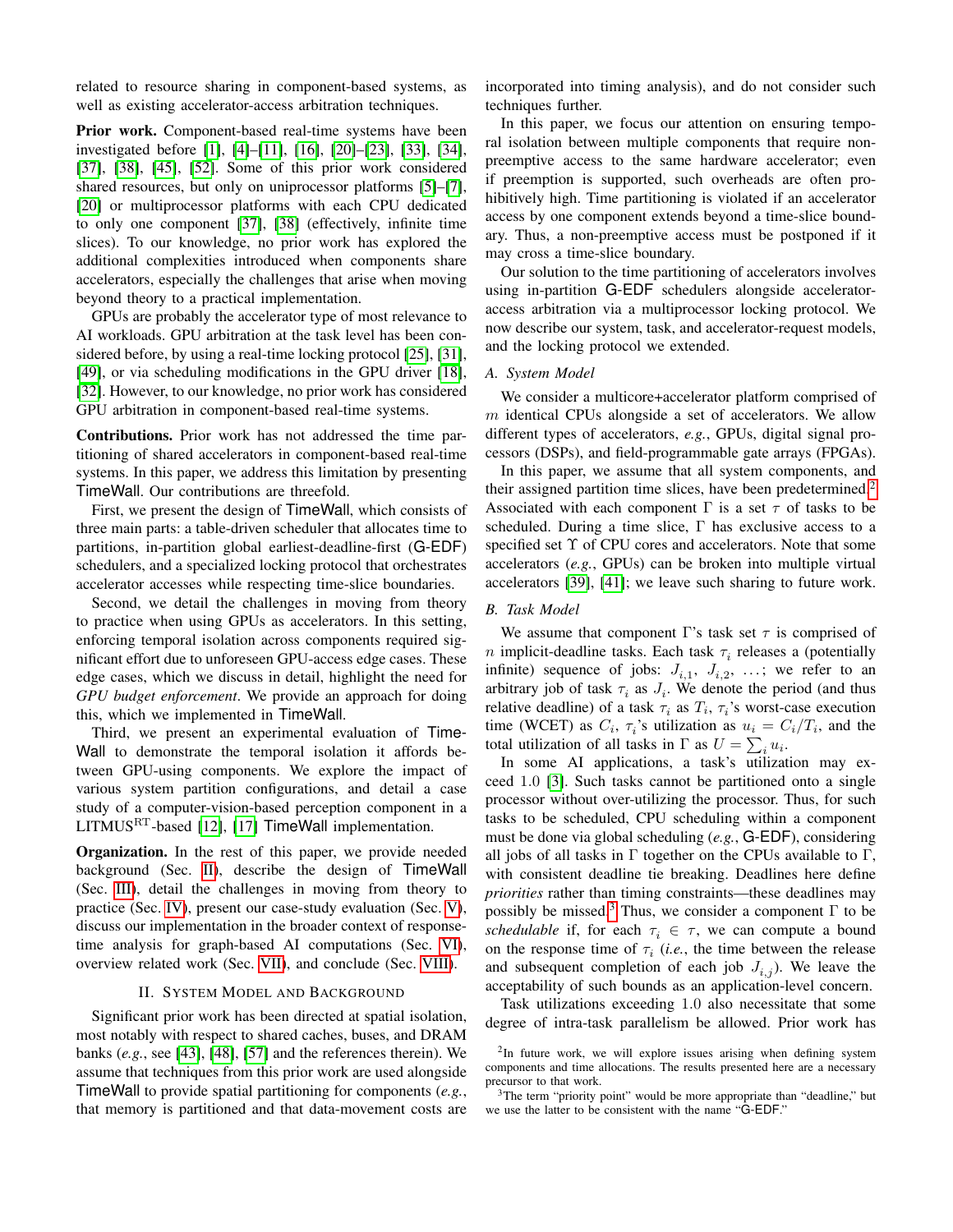related to resource sharing in component-based systems, as well as existing accelerator-access arbitration techniques.

**Prior work.** Component-based real-time systems have been investigated before [1], [4]–[11], [16], [20]–[23], [33], [34], [37], [38], [45], [52]. Some of this prior work considered shared resources, but only on uniprocessor platforms [5]–[7], [20] or multiprocessor platforms with each CPU dedicated to only one component [37], [38] (effectively, infinite time slices). To our knowledge, no prior work has explored the additional complexities introduced when components share accelerators, especially the challenges that arise when moving beyond theory to a practical implementation.

GPUs are probably the accelerator type of most relevance to AI workloads. GPU arbitration at the task level has been considered before, by using a real-time locking protocol [25], [31], [49], or via scheduling modifications in the GPU driver [18], [32]. However, to our knowledge, no prior work has considered GPU arbitration in component-based real-time systems.

**Contributions.** Prior work has not addressed the time partitioning of shared accelerators in component-based real-time systems. In this paper, we address this limitation by presenting TimeWall. Our contributions are threefold.

First, we present the design of TimeWall, which consists of three main parts: a table-driven scheduler that allocates time to partitions, in-partition global earliest-deadline-first (G-EDF) schedulers, and a specialized locking protocol that orchestrates accelerator accesses while respecting time-slice boundaries.

Second, we detail the challenges in moving from theory to practice when using GPUs as accelerators. In this setting, enforcing temporal isolation across components required significant effort due to unforeseen GPU-access edge cases. These edge cases, which we discuss in detail, highlight the need for *GPU budget enforcement*. We provide an approach for doing this, which we implemented in TimeWall.

Third, we present an experimental evaluation of TimeWall to demonstrate the temporal isolation it affords between GPU-using components. We explore the impact of various system partition configurations, and detail a case study of a computer-vision-based perception component in a LITMUS$^{\text{RT}}$-based [12], [17] TimeWall implementation.

**Organization.** In the rest of this paper, we provide needed background (Sec. II), describe the design of TimeWall (Sec. III), detail the challenges in moving from theory to practice (Sec. IV), present our case-study evaluation (Sec. V), discuss our implementation in the broader context of response-time analysis for graph-based AI computations (Sec. VI), overview related work (Sec. VII), and conclude (Sec. VIII).

## II. System Model and Background

Significant prior work has been directed at spatial isolation, most notably with respect to shared caches, buses, and DRAM banks (*e.g.*, see [43], [48], [57] and the references therein). We assume that techniques from this prior work are used alongside TimeWall to provide spatial partitioning for components (*e.g.*, that memory is partitioned and that data-movement costs are incorporated into timing analysis), and do not consider such techniques further.

In this paper, we focus our attention on ensuring temporal isolation between multiple components that require non-preemptive access to the same hardware accelerator; even if preemption is supported, such overheads are often prohibitively high. Time partitioning is violated if an accelerator access by one component extends beyond a time-slice boundary. Thus, a non-preemptive access must be postponed if it may cross a time-slice boundary.

Our solution to the time partitioning of accelerators involves using in-partition G-EDF schedulers alongside accelerator-access arbitration via a multiprocessor locking protocol. We now describe our system, task, and accelerator-request models, and the locking protocol we extended.

### A. System Model

We consider a multicore+accelerator platform comprised of $m$ identical CPUs alongside a set of accelerators. We allow different types of accelerators, *e.g.*, GPUs, digital signal processors (DSPs), and field-programmable gate arrays (FPGAs).

In this paper, we assume that all system components, and their assigned partition time slices, have been predetermined.[2] Associated with each component $\Gamma$ is a set $\tau$ of tasks to be scheduled. During a time slice, $\Gamma$ has exclusive access to a specified set $\Upsilon$ of CPU cores and accelerators. Note that some accelerators (*e.g.*, GPUs) can be broken into multiple virtual accelerators [39], [41]; we leave such sharing to future work.

### B. Task Model

We assume that component $\Gamma$'s task set $\tau$ is comprised of $n$ implicit-deadline tasks. Each task $\tau_i$ releases a (potentially infinite) sequence of jobs: $J_{i,1}$, $J_{i,2}$, ...; we refer to an arbitrary job of task $\tau_i$ as $J_i$. We denote the period (and thus relative deadline) of a task $\tau_i$ as $T_i$, $\tau_i$'s worst-case execution time (WCET) as $C_i$, $\tau_i$'s utilization as $u_i = C_i/T_i$, and the total utilization of all tasks in $\Gamma$ as $U = \sum_i u_i$.

In some AI applications, a task's utilization may exceed 1.0 [3]. Such tasks cannot be partitioned onto a single processor without over-utilizing the processor. Thus, for such tasks to be scheduled, CPU scheduling within a component must be done via global scheduling (*e.g.*, G-EDF), considering all jobs of all tasks in $\Gamma$ together on the CPUs available to $\Gamma$, with consistent deadline tie breaking. Deadlines here define *priorities* rather than timing constraints—these deadlines may possibly be missed.[3] Thus, we consider a component $\Gamma$ to be *schedulable* if, for each $\tau_i \in \tau$, we can compute a bound on the response time of $\tau_i$ (*i.e.*, the time between the release and subsequent completion of each job $J_{i,j}$). We leave the acceptability of such bounds as an application-level concern.

Task utilizations exceeding 1.0 also necessitate that some degree of intra-task parallelism be allowed. Prior work has

[2] In future work, we will explore issues arising when defining system components and time allocations. The results presented here are a necessary precursor to that work.

[3] The term "priority point" would be more appropriate than "deadline," but we use the latter to be consistent with the name "G-EDF."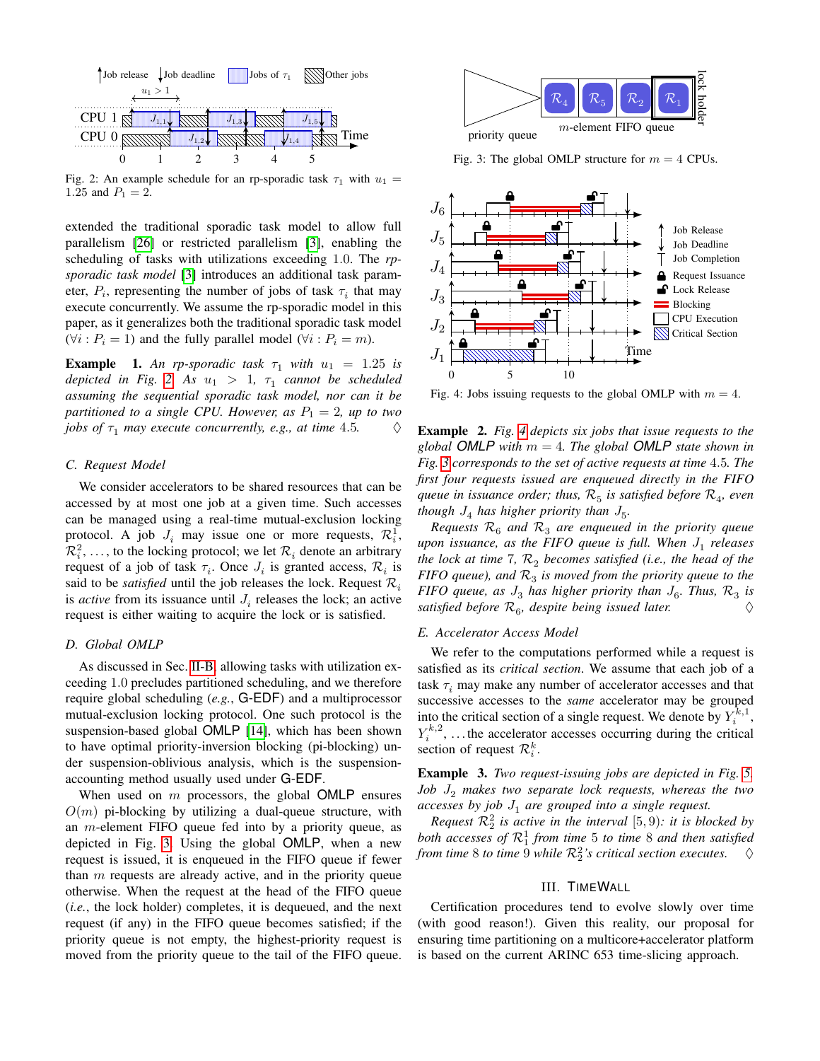Fig. 2: An example schedule for an rp-sporadic task $\tau_1$ with $u_1 = 1.25$ and $P_1 = 2$.

extended the traditional sporadic task model to allow full parallelism [26] or restricted parallelism [3], enabling the scheduling of tasks with utilizations exceeding 1.0. The *rp-sporadic task model* [3] introduces an additional task parameter, $P_i$, representing the number of jobs of task $\tau_i$ that may execute concurrently. We assume the rp-sporadic model in this paper, as it generalizes both the traditional sporadic task model ($\forall i : P_i = 1$) and the fully parallel model ($\forall i : P_i = m$).

**Example 1.** *An rp-sporadic task $\tau_1$ with $u_1 = 1.25$ is depicted in Fig. 2. As $u_1 > 1$, $\tau_1$ cannot be scheduled assuming the sequential sporadic task model, nor can it be partitioned to a single CPU. However, as $P_1 = 2$, up to two jobs of $\tau_1$ may execute concurrently, e.g., at time 4.5.* ◊

### C. Request Model

We consider accelerators to be shared resources that can be accessed by at most one job at a given time. Such accesses can be managed using a real-time mutual-exclusion locking protocol. A job $J_i$ may issue one or more requests, $\mathcal{R}_i^1$, $\mathcal{R}_i^2, \ldots$, to the locking protocol; we let $\mathcal{R}_i$ denote an arbitrary request of a job of task $\tau_i$. Once $J_i$ is granted access, $\mathcal{R}_i$ is said to be *satisfied* until the job releases the lock. Request $\mathcal{R}_i$ is *active* from its issuance until $J_i$ releases the lock; an active request is either waiting to acquire the lock or is satisfied.

### D. Global OMLP

As discussed in Sec. II-B, allowing tasks with utilization exceeding 1.0 precludes partitioned scheduling, and we therefore require global scheduling (*e.g.*, G-EDF) and a multiprocessor mutual-exclusion locking protocol. One such protocol is the suspension-based global OMLP [14], which has been shown to have optimal priority-inversion blocking (pi-blocking) under suspension-oblivious analysis, which is the suspension-accounting method usually used under G-EDF.

When used on $m$ processors, the global OMLP ensures $O(m)$ pi-blocking by utilizing a dual-queue structure, with an $m$-element FIFO queue fed into by a priority queue, as depicted in Fig. 3. Using the global OMLP, when a new request is issued, it is enqueued in the FIFO queue if fewer than $m$ requests are already active, and in the priority queue otherwise. When the request at the head of the FIFO queue (*i.e.*, the lock holder) completes, it is dequeued, and the next request (if any) in the FIFO queue becomes satisfied; if the priority queue is not empty, the highest-priority request is moved from the priority queue to the tail of the FIFO queue.

Fig. 3: The global OMLP structure for $m = 4$ CPUs.

Fig. 4: Jobs issuing requests to the global OMLP with $m = 4$.

**Example 2.** *Fig. 4 depicts six jobs that issue requests to the global OMLP with $m = 4$. The global OMLP state shown in Fig. 3 corresponds to the set of active requests at time 4.5. The first four requests issued are enqueued directly in the FIFO queue in issuance order; thus, $\mathcal{R}_5$ is satisfied before $\mathcal{R}_4$, even though $J_4$ has higher priority than $J_5$.*

*Requests $\mathcal{R}_6$ and $\mathcal{R}_3$ are enqueued in the priority queue upon issuance, as the FIFO queue is full. When $J_1$ releases the lock at time 7, $\mathcal{R}_2$ becomes satisfied (i.e., the head of the FIFO queue), and $\mathcal{R}_3$ is moved from the priority queue to the FIFO queue, as $J_3$ has higher priority than $J_6$. Thus, $\mathcal{R}_3$ is satisfied before $\mathcal{R}_6$, despite being issued later.* ◊

### E. Accelerator Access Model

We refer to the computations performed while a request is satisfied as its *critical section*. We assume that each job of a task $\tau_i$ may make any number of accelerator accesses and that successive accesses to the *same* accelerator may be grouped into the critical section of a single request. We denote by $Y_i^{k,1}$, $Y_i^{k,2}, \ldots$ the accelerator accesses occurring during the critical section of request $\mathcal{R}_i^k$.

**Example 3.** *Two request-issuing jobs are depicted in Fig. 5. Job $J_2$ makes two separate lock requests, whereas the two accesses by job $J_1$ are grouped into a single request.*

*Request $\mathcal{R}_2^2$ is active in the interval $[5, 9)$: it is blocked by both accesses of $\mathcal{R}_1^1$ from time 5 to time 8 and then satisfied from time 8 to time 9 while $\mathcal{R}_2^2$'s critical section executes.* ◊

## III. TimeWall

Certification procedures tend to evolve slowly over time (with good reason!). Given this reality, our proposal for ensuring time partitioning on a multicore+accelerator platform is based on the current ARINC 653 time-slicing approach.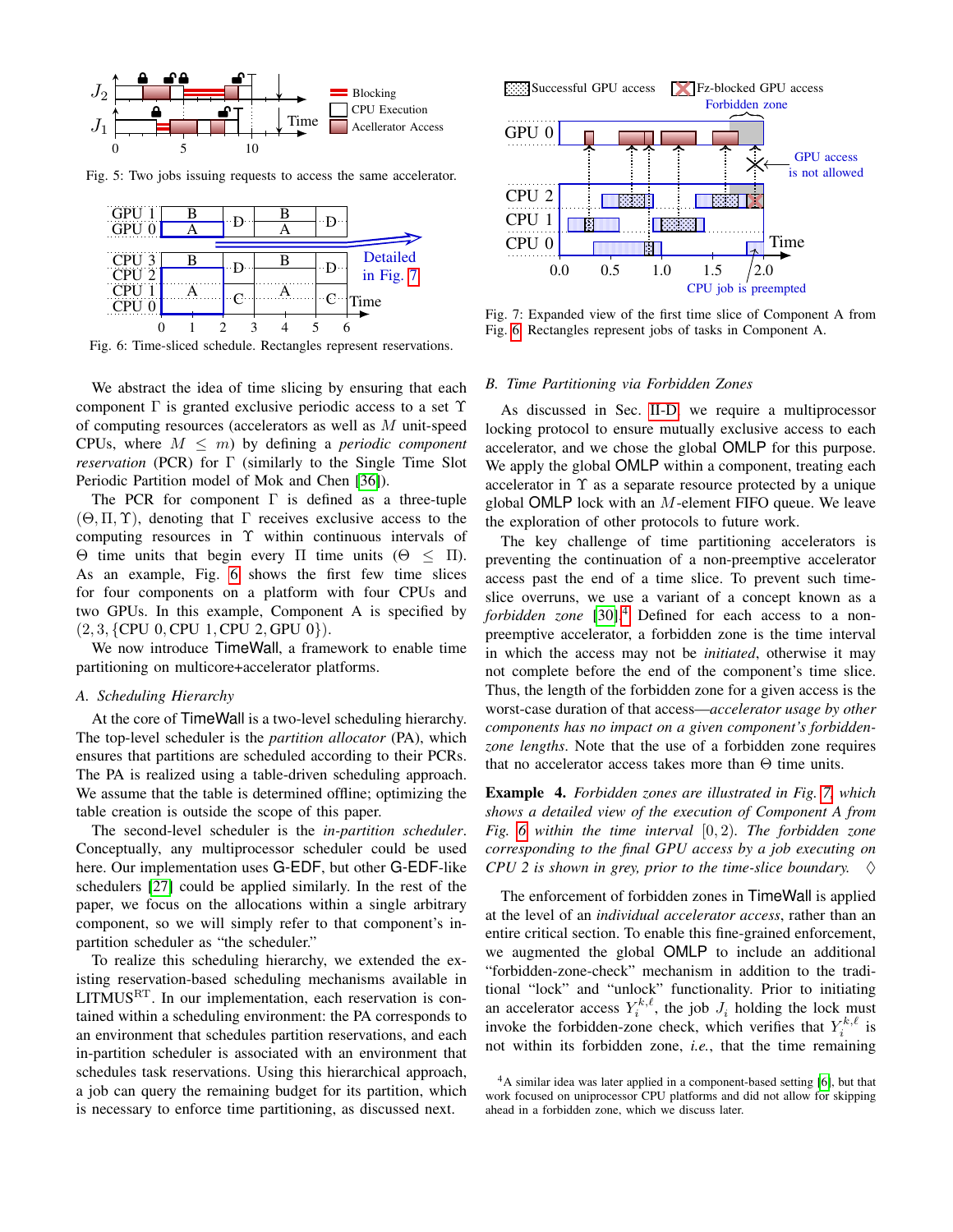$J_2$

$J_1$

Blocking

CPU Execution

Accellerator Access

Time

0 5 10

Fig. 5: Two jobs issuing requests to access the same accelerator.

GPU 1 GPU 0 CPU 3 CPU 2 CPU 1 CPU 0

B A D B A D

B A D C B A D C

Detailed in Fig. 7

Time

0 1 2 3 4 5 6

Fig. 6: Time-sliced schedule. Rectangles represent reservations.

We abstract the idea of time slicing by ensuring that each component $\Gamma$ is granted exclusive periodic access to a set $\Upsilon$ of computing resources (accelerators as well as $M$ unit-speed CPUs, where $M \leq m$) by defining a *periodic component reservation* (PCR) for $\Gamma$ (similarly to the Single Time Slot Periodic Partition model of Mok and Chen [36]).

The PCR for component $\Gamma$ is defined as a three-tuple $(\Theta, \Pi, \Upsilon)$, denoting that $\Gamma$ receives exclusive access to the computing resources in $\Upsilon$ within continuous intervals of $\Theta$ time units that begin every $\Pi$ time units ($\Theta \leq \Pi$). As an example, Fig. 6 shows the first few time slices for four components on a platform with four CPUs and two GPUs. In this example, Component A is specified by $(2, 3, \{\text{CPU 0}, \text{CPU 1}, \text{CPU 2}, \text{GPU 0}\})$.

We now introduce TimeWall, a framework to enable time partitioning on multicore+accelerator platforms.

### *A. Scheduling Hierarchy*

At the core of TimeWall is a two-level scheduling hierarchy. The top-level scheduler is the *partition allocator* (PA), which ensures that partitions are scheduled according to their PCRs. The PA is realized using a table-driven scheduling approach. We assume that the table is determined offline; optimizing the table creation is outside the scope of this paper.

The second-level scheduler is the *in-partition scheduler*. Conceptually, any multiprocessor scheduler could be used here. Our implementation uses G-EDF, but other G-EDF-like schedulers [27] could be applied similarly. In the rest of the paper, we focus on the allocations within a single arbitrary component, so we will simply refer to that component's in-partition scheduler as "the scheduler."

To realize this scheduling hierarchy, we extended the existing reservation-based scheduling mechanisms available in LITMUS$^{\text{RT}}$. In our implementation, each reservation is contained within a scheduling environment: the PA corresponds to an environment that schedules partition reservations, and each in-partition scheduler is associated with an environment that schedules task reservations. Using this hierarchical approach, a job can query the remaining budget for its partition, which is necessary to enforce time partitioning, as discussed next.

Successful GPU access

Fz-blocked GPU access

Forbidden zone

GPU access is not allowed

GPU 0

CPU 2

CPU 1

CPU 0

Time

0.0 0.5 1.0 1.5 2.0

CPU job is preempted

Fig. 7: Expanded view of the first time slice of Component A from Fig. 6. Rectangles represent jobs of tasks in Component A.

### *B. Time Partitioning via Forbidden Zones*

As discussed in Sec. II-D, we require a multiprocessor locking protocol to ensure mutually exclusive access to each accelerator, and we chose the global OMLP for this purpose. We apply the global OMLP within a component, treating each accelerator in $\Upsilon$ as a separate resource protected by a unique global OMLP lock with an $M$-element FIFO queue. We leave the exploration of other protocols to future work.

The key challenge of time partitioning accelerators is preventing the continuation of a non-preemptive accelerator access past the end of a time slice. To prevent such time-slice overruns, we use a variant of a concept known as a *forbidden zone* [30].[4] Defined for each access to a non-preemptive accelerator, a forbidden zone is the time interval in which the access may not be *initiated*, otherwise it may not complete before the end of the component's time slice. Thus, the length of the forbidden zone for a given access is the worst-case duration of that access—*accelerator usage by other components has no impact on a given component's forbidden-zone lengths*. Note that the use of a forbidden zone requires that no accelerator access takes more than $\Theta$ time units.

**Example 4.** *Forbidden zones are illustrated in Fig. 7, which shows a detailed view of the execution of Component A from Fig. 6 within the time interval* $[0, 2)$*. The forbidden zone corresponding to the final GPU access by a job executing on CPU 2 is shown in grey, prior to the time-slice boundary.* $\Diamond$

The enforcement of forbidden zones in TimeWall is applied at the level of an *individual accelerator access*, rather than an entire critical section. To enable this fine-grained enforcement, we augmented the global OMLP to include an additional "forbidden-zone-check" mechanism in addition to the traditional "lock" and "unlock" functionality. Prior to initiating an accelerator access $Y_i^{k,\ell}$, the job $J_i$ holding the lock must invoke the forbidden-zone check, which verifies that $Y_i^{k,\ell}$ is not within its forbidden zone, *i.e.*, that the time remaining

[4] A similar idea was later applied in a component-based setting [6], but that work focused on uniprocessor CPU platforms and did not allow for skipping ahead in a forbidden zone, which we discuss later.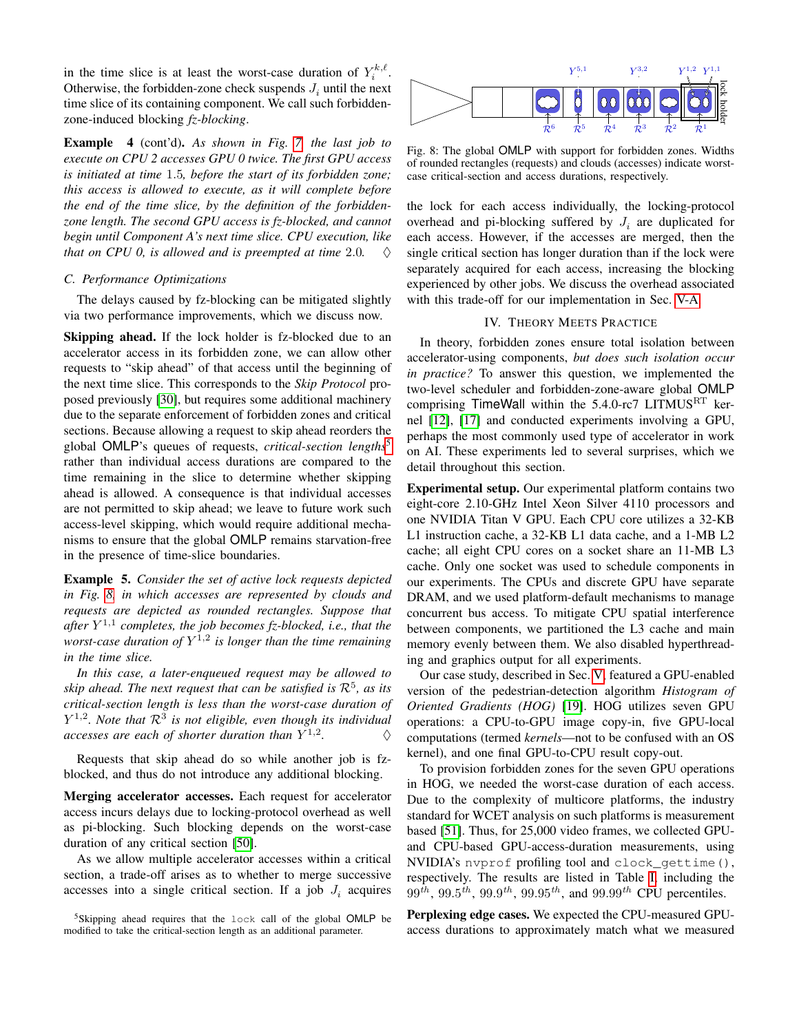in the time slice is at least the worst-case duration of $Y_i^{k,\ell}$. Otherwise, the forbidden-zone check suspends $J_i$ until the next time slice of its containing component. We call such forbidden-zone-induced blocking *fz-blocking*.

**Example 4** (cont'd). *As shown in Fig. 7, the last job to execute on CPU 2 accesses GPU 0 twice. The first GPU access is initiated at time 1.5, before the start of its forbidden zone; this access is allowed to execute, as it will complete before the end of the time slice, by the definition of the forbidden-zone length. The second GPU access is fz-blocked, and cannot begin until Component A's next time slice. CPU execution, like that on CPU 0, is allowed and is preempted at time 2.0.* ♢

### C. Performance Optimizations

The delays caused by fz-blocking can be mitigated slightly via two performance improvements, which we discuss now.

**Skipping ahead.** If the lock holder is fz-blocked due to an accelerator access in its forbidden zone, we can allow other requests to "skip ahead" of that access until the beginning of the next time slice. This corresponds to the *Skip Protocol* proposed previously [30], but requires some additional machinery due to the separate enforcement of forbidden zones and critical sections. Because allowing a request to skip ahead reorders the global OMLP's queues of requests, *critical-section lengths*[5] rather than individual access durations are compared to the time remaining in the slice to determine whether skipping ahead is allowed. A consequence is that individual accesses are not permitted to skip ahead; we leave to future work such access-level skipping, which would require additional mechanisms to ensure that the global OMLP remains starvation-free in the presence of time-slice boundaries.

**Example 5.** *Consider the set of active lock requests depicted in Fig. 8, in which accesses are represented by clouds and requests are depicted as rounded rectangles. Suppose that after $Y^{1,1}$ completes, the job becomes fz-blocked, i.e., that the worst-case duration of $Y^{1,2}$ is longer than the time remaining in the time slice.*

*In this case, a later-enqueued request may be allowed to skip ahead. The next request that can be satisfied is $\mathcal{R}^5$, as its critical-section length is less than the worst-case duration of $Y^{1,2}$. Note that $\mathcal{R}^3$ is not eligible, even though its individual accesses are each of shorter duration than $Y^{1,2}$.* ♢

Requests that skip ahead do so while another job is fz-blocked, and thus do not introduce any additional blocking.

**Merging accelerator accesses.** Each request for accelerator access incurs delays due to locking-protocol overhead as well as pi-blocking. Such blocking depends on the worst-case duration of any critical section [50].

As we allow multiple accelerator accesses within a critical section, a trade-off arises as to whether to merge successive accesses into a single critical section. If a job $J_i$ acquires the lock for each access individually, the locking-protocol overhead and pi-blocking suffered by $J_i$ are duplicated for each access. However, if the accesses are merged, then the single critical section has longer duration than if the lock were separately acquired for each access, increasing the blocking experienced by other jobs. We discuss the overhead associated with this trade-off for our implementation in Sec. V-A.

[5] Skipping ahead requires that the `lock` call of the global OMLP be modified to take the critical-section length as an additional parameter.

Fig. 8: The global OMLP with support for forbidden zones. Widths of rounded rectangles (requests) and clouds (accesses) indicate worst-case critical-section and access durations, respectively.

## IV. Theory Meets Practice

In theory, forbidden zones ensure total isolation between accelerator-using components, *but does such isolation occur in practice?* To answer this question, we implemented the two-level scheduler and forbidden-zone-aware global OMLP comprising TimeWall within the 5.4.0-rc7 LITMUS$^{\text{RT}}$ kernel [12], [17] and conducted experiments involving a GPU, perhaps the most commonly used type of accelerator in work on AI. These experiments led to several surprises, which we detail throughout this section.

**Experimental setup.** Our experimental platform contains two eight-core 2.10-GHz Intel Xeon Silver 4110 processors and one NVIDIA Titan V GPU. Each CPU core utilizes a 32-KB L1 instruction cache, a 32-KB L1 data cache, and a 1-MB L2 cache; all eight CPU cores on a socket share an 11-MB L3 cache. Only one socket was used to schedule components in our experiments. The CPUs and discrete GPU have separate DRAM, and we used platform-default mechanisms to manage concurrent bus access. To mitigate CPU spatial interference between components, we partitioned the L3 cache and main memory evenly between them. We also disabled hyperthreading and graphics output for all experiments.

Our case study, described in Sec. V, featured a GPU-enabled version of the pedestrian-detection algorithm *Histogram of Oriented Gradients (HOG)* [19]. HOG utilizes seven GPU operations: a CPU-to-GPU image copy-in, five GPU-local computations (termed *kernels*—not to be confused with an OS kernel), and one final GPU-to-CPU result copy-out.

To provision forbidden zones for the seven GPU operations in HOG, we needed the worst-case duration of each access. Due to the complexity of multicore platforms, the industry standard for WCET analysis on such platforms is measurement based [51]. Thus, for 25,000 video frames, we collected GPU- and CPU-based GPU-access-duration measurements, using NVIDIA's `nvprof` profiling tool and `clock_gettime()`, respectively. The results are listed in Table I, including the $99^{th}$, $99.5^{th}$, $99.9^{th}$, $99.95^{th}$, and $99.99^{th}$ CPU percentiles.

**Perplexing edge cases.** We expected the CPU-measured GPU-access durations to approximately match what we measured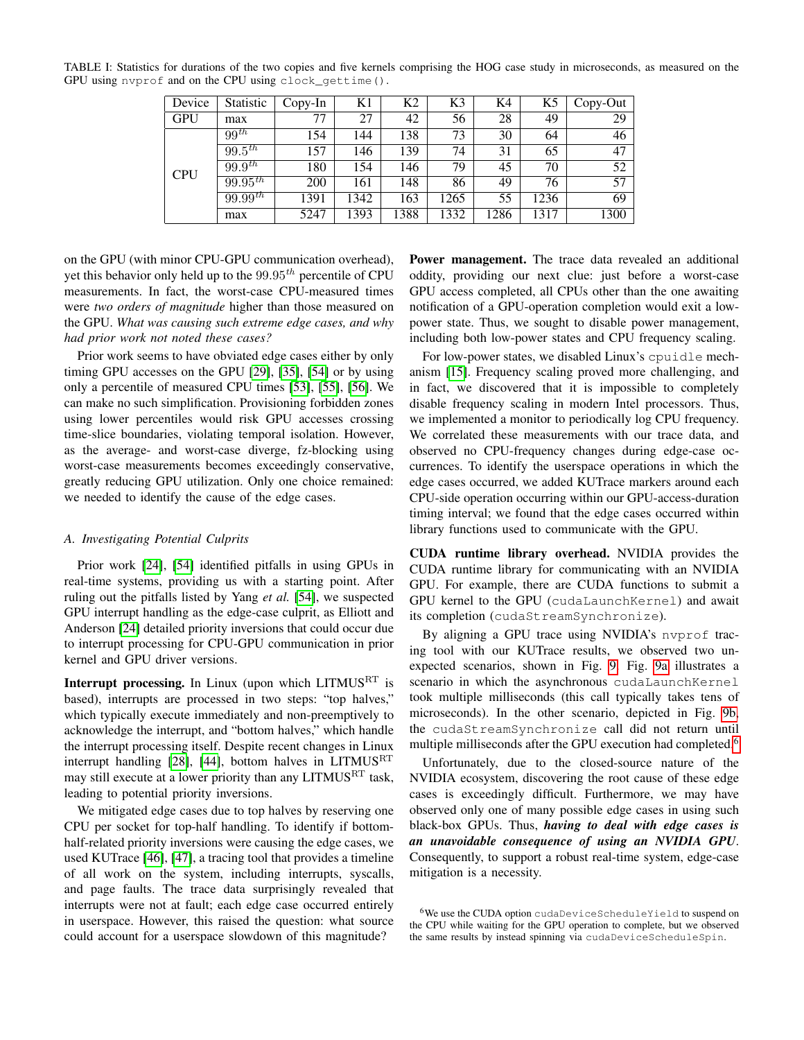TABLE I: Statistics for durations of the two copies and five kernels comprising the HOG case study in microseconds, as measured on the GPU using `nvprof` and on the CPU using `clock_gettime()`.

| Device | Statistic | Copy-In | K1 | K2 | K3 | K4 | K5 | Copy-Out |
|---|---|---|---|---|---|---|---|---|
| GPU | max | 77 | 27 | 42 | 56 | 28 | 49 | 29 |
| CPU | $99^{th}$ | 154 | 144 | 138 | 73 | 30 | 64 | 46 |
| | $99.5^{th}$ | 157 | 146 | 139 | 74 | 31 | 65 | 47 |
| | $99.9^{th}$ | 180 | 154 | 146 | 79 | 45 | 70 | 52 |
| | $99.95^{th}$ | 200 | 161 | 148 | 86 | 49 | 76 | 57 |
| | $99.99^{th}$ | 1391 | 1342 | 163 | 1265 | 55 | 1236 | 69 |
| | max | 5247 | 1393 | 1388 | 1332 | 1286 | 1317 | 1300 |

on the GPU (with minor CPU-GPU communication overhead), yet this behavior only held up to the $99.95^{th}$ percentile of CPU measurements. In fact, the worst-case CPU-measured times were *two orders of magnitude* higher than those measured on the GPU. *What was causing such extreme edge cases, and why had prior work not noted these cases?*

Prior work seems to have obviated edge cases either by only timing GPU accesses on the GPU [29], [35], [54] or by using only a percentile of measured CPU times [53], [55], [56]. We can make no such simplification. Provisioning forbidden zones using lower percentiles would risk GPU accesses crossing time-slice boundaries, violating temporal isolation. However, as the average- and worst-case diverge, fz-blocking using worst-case measurements becomes exceedingly conservative, greatly reducing GPU utilization. Only one choice remained: we needed to identify the cause of the edge cases.

### A. Investigating Potential Culprits

Prior work [24], [54] identified pitfalls in using GPUs in real-time systems, providing us with a starting point. After ruling out the pitfalls listed by Yang *et al.* [54], we suspected GPU interrupt handling as the edge-case culprit, as Elliott and Anderson [24] detailed priority inversions that could occur due to interrupt processing for CPU-GPU communication in prior kernel and GPU driver versions.

**Interrupt processing.** In Linux (upon which LITMUS$^{\text{RT}}$ is based), interrupts are processed in two steps: "top halves," which typically execute immediately and non-preemptively to acknowledge the interrupt, and "bottom halves," which handle the interrupt processing itself. Despite recent changes in Linux interrupt handling [28], [44], bottom halves in LITMUS$^{\text{RT}}$ may still execute at a lower priority than any LITMUS$^{\text{RT}}$ task, leading to potential priority inversions.

We mitigated edge cases due to top halves by reserving one CPU per socket for top-half handling. To identify if bottom-half-related priority inversions were causing the edge cases, we used KUTrace [46], [47], a tracing tool that provides a timeline of all work on the system, including interrupts, syscalls, and page faults. The trace data surprisingly revealed that interrupts were not at fault; each edge case occurred entirely in userspace. However, this raised the question: what source could account for a userspace slowdown of this magnitude?

**Power management.** The trace data revealed an additional oddity, providing our next clue: just before a worst-case GPU access completed, all CPUs other than the one awaiting notification of a GPU-operation completion would exit a low-power state. Thus, we sought to disable power management, including both low-power states and CPU frequency scaling.

For low-power states, we disabled Linux's `cpuidle` mechanism [15]. Frequency scaling proved more challenging, and in fact, we discovered that it is impossible to completely disable frequency scaling in modern Intel processors. Thus, we implemented a monitor to periodically log CPU frequency. We correlated these measurements with our trace data, and observed no CPU-frequency changes during edge-case occurrences. To identify the userspace operations in which the edge cases occurred, we added KUTrace markers around each CPU-side operation occurring within our GPU-access-duration timing interval; we found that the edge cases occurred within library functions used to communicate with the GPU.

**CUDA runtime library overhead.** NVIDIA provides the CUDA runtime library for communicating with an NVIDIA GPU. For example, there are CUDA functions to submit a GPU kernel to the GPU (`cudaLaunchKernel`) and await its completion (`cudaStreamSynchronize`).

By aligning a GPU trace using NVIDIA's `nvprof` tracing tool with our KUTrace results, we observed two unexpected scenarios, shown in Fig. 9. Fig. 9a illustrates a scenario in which the asynchronous `cudaLaunchKernel` took multiple milliseconds (this call typically takes tens of microseconds). In the other scenario, depicted in Fig. 9b, the `cudaStreamSynchronize` call did not return until multiple milliseconds after the GPU execution had completed.[6]

Unfortunately, due to the closed-source nature of the NVIDIA ecosystem, discovering the root cause of these edge cases is exceedingly difficult. Furthermore, we may have observed only one of many possible edge cases in using such black-box GPUs. Thus, ***having to deal with edge cases is an unavoidable consequence of using an NVIDIA GPU***. Consequently, to support a robust real-time system, edge-case mitigation is a necessity.

[6] We use the CUDA option `cudaDeviceScheduleYield` to suspend on the CPU while waiting for the GPU operation to complete, but we observed the same results by instead spinning via `cudaDeviceScheduleSpin`.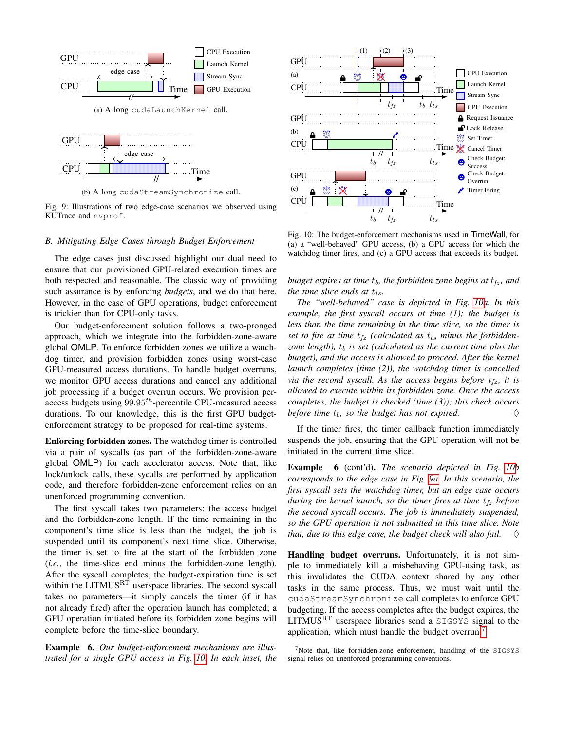Fig. 9: Illustrations of two edge-case scenarios we observed using KUTrace and nvprof.

(a) A long cudaLaunchKernel call.

(b) A long cudaStreamSynchronize call.

Fig. 10: The budget-enforcement mechanisms used in TimeWall, for (a) a "well-behaved" GPU access, (b) a GPU access for which the watchdog timer fires, and (c) a GPU access that exceeds its budget.

### B. Mitigating Edge Cases through Budget Enforcement

The edge cases just discussed highlight our dual need to ensure that our provisioned GPU-related execution times are both respected and reasonable. The classic way of providing such assurance is by enforcing *budgets*, and we do that here. However, in the case of GPU operations, budget enforcement is trickier than for CPU-only tasks.

Our budget-enforcement solution follows a two-pronged approach, which we integrate into the forbidden-zone-aware global OMLP. To enforce forbidden zones we utilize a watchdog timer, and provision forbidden zones using worst-case GPU-measured access durations. To handle budget overruns, we monitor GPU access durations and cancel any additional job processing if a budget overrun occurs. We provision per-access budgets using $99.95^{th}$-percentile CPU-measured access durations. To our knowledge, this is the first GPU budget-enforcement strategy to be proposed for real-time systems.

**Enforcing forbidden zones.** The watchdog timer is controlled via a pair of syscalls (as part of the forbidden-zone-aware global OMLP) for each accelerator access. Note that, like lock/unlock calls, these sycalls are performed by application code, and therefore forbidden-zone enforcement relies on an unenforced programming convention.

The first syscall takes two parameters: the access budget and the forbidden-zone length. If the time remaining in the component's time slice is less than the budget, the job is suspended until its component's next time slice. Otherwise, the timer is set to fire at the start of the forbidden zone (*i.e.*, the time-slice end minus the forbidden-zone length). After the syscall completes, the budget-expiration time is set within the LITMUS$^{RT}$ userspace libraries. The second syscall takes no parameters—it simply cancels the timer (if it has not already fired) after the operation launch has completed; a GPU operation initiated before its forbidden zone begins will complete before the time-slice boundary.

**Example 6.** *Our budget-enforcement mechanisms are illustrated for a single GPU access in Fig. 10. In each inset, the budget expires at time $t_b$, the forbidden zone begins at $t_{fz}$, and the time slice ends at $t_{ts}$.*

*The "well-behaved" case is depicted in Fig. 10a. In this example, the first syscall occurs at time (1); the budget is less than the time remaining in the time slice, so the timer is set to fire at time $t_{fz}$ (calculated as $t_{ts}$ minus the forbidden-zone length), $t_b$ is set (calculated as the current time plus the budget), and the access is allowed to proceed. After the kernel launch completes (time (2)), the watchdog timer is cancelled via the second syscall. As the access begins before $t_{fz}$, it is allowed to execute within its forbidden zone. Once the access completes, the budget is checked (time (3)); this check occurs before time $t_b$, so the budget has not expired.* ♢

If the timer fires, the timer callback function immediately suspends the job, ensuring that the GPU operation will not be initiated in the current time slice.

**Example 6** (cont'd). *The scenario depicted in Fig. 10b corresponds to the edge case in Fig. 9a. In this scenario, the first syscall sets the watchdog timer, but an edge case occurs during the kernel launch, so the timer fires at time $t_{fz}$ before the second syscall occurs. The job is immediately suspended, so the GPU operation is not submitted in this time slice. Note that, due to this edge case, the budget check will also fail.* ♢

**Handling budget overruns.** Unfortunately, it is not simple to immediately kill a misbehaving GPU-using task, as this invalidates the CUDA context shared by any other tasks in the same process. Thus, we must wait until the cudaStreamSynchronize call completes to enforce GPU budgeting. If the access completes after the budget expires, the LITMUS$^{RT}$ userspace libraries send a SIGSYS signal to the application, which must handle the budget overrun.[7]

[7] Note that, like forbidden-zone enforcement, handling of the SIGSYS signal relies on unenforced programming conventions.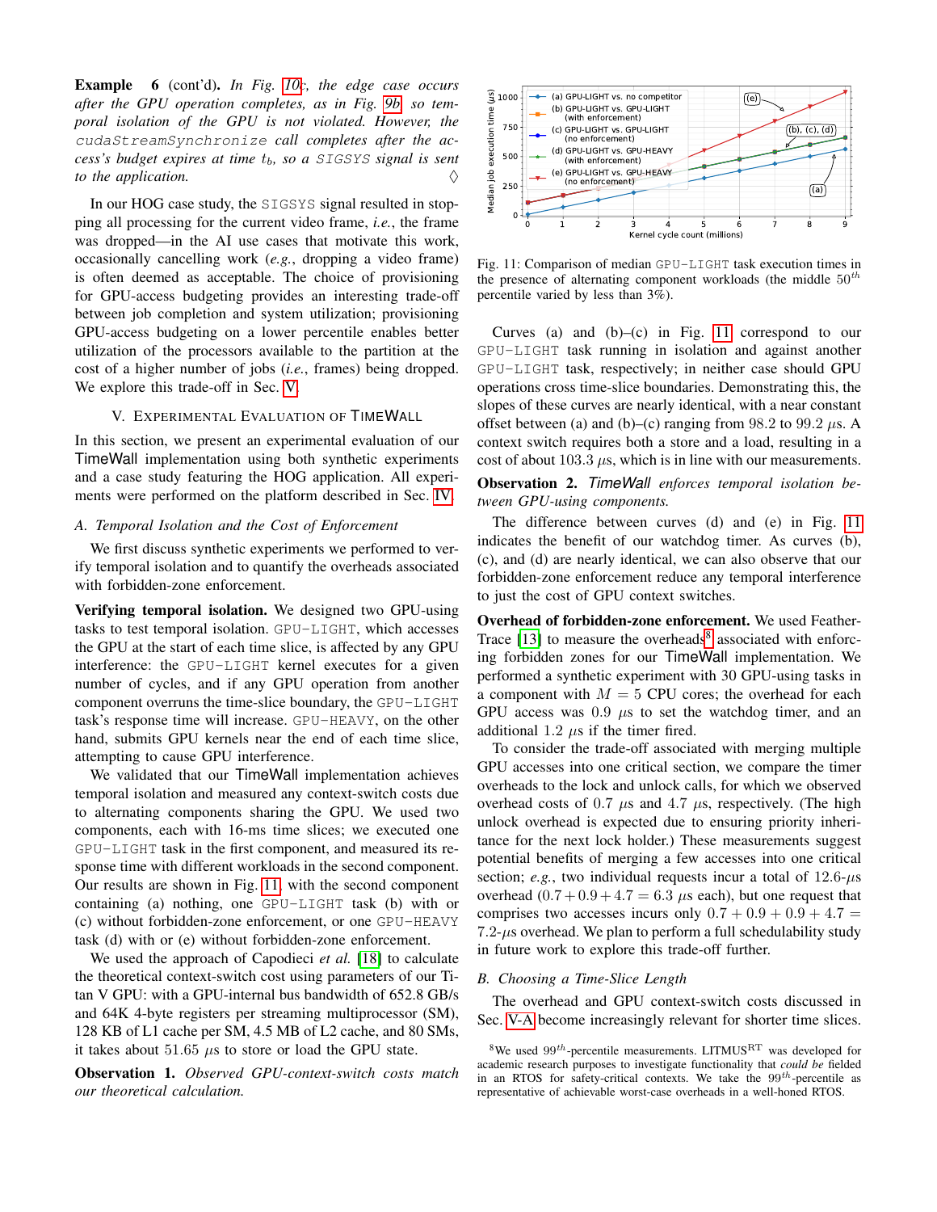**Example 6** (cont'd). *In Fig. 10c, the edge case occurs after the GPU operation completes, as in Fig. 9b so temporal isolation of the GPU is not violated. However, the* `cudaStreamSynchronize` *call completes after the access's budget expires at time $t_b$, so a SIGSYS signal is sent to the application.* ◊

In our HOG case study, the SIGSYS signal resulted in stopping all processing for the current video frame, *i.e.*, the frame was dropped—in the AI use cases that motivate this work, occasionally cancelling work (*e.g.*, dropping a video frame) is often deemed as acceptable. The choice of provisioning for GPU-access budgeting provides an interesting trade-off between job completion and system utilization; provisioning GPU-access budgeting on a lower percentile enables better utilization of the processors available to the partition at the cost of a higher number of jobs (*i.e.*, frames) being dropped. We explore this trade-off in Sec. V.

## V. Experimental Evaluation of TimeWall

In this section, we present an experimental evaluation of our TimeWall implementation using both synthetic experiments and a case study featuring the HOG application. All experiments were performed on the platform described in Sec. IV.

### A. Temporal Isolation and the Cost of Enforcement

We first discuss synthetic experiments we performed to verify temporal isolation and to quantify the overheads associated with forbidden-zone enforcement.

**Verifying temporal isolation.** We designed two GPU-using tasks to test temporal isolation. GPU-LIGHT, which accesses the GPU at the start of each time slice, is affected by any GPU interference: the GPU-LIGHT kernel executes for a given number of cycles, and if any GPU operation from another component overruns the time-slice boundary, the GPU-LIGHT task's response time will increase. GPU-HEAVY, on the other hand, submits GPU kernels near the end of each time slice, attempting to cause GPU interference.

We validated that our TimeWall implementation achieves temporal isolation and measured any context-switch costs due to alternating components sharing the GPU. We used two components, each with 16-ms time slices; we executed one GPU-LIGHT task in the first component, and measured its response time with different workloads in the second component. Our results are shown in Fig. 11, with the second component containing (a) nothing, one GPU-LIGHT task (b) with or (c) without forbidden-zone enforcement, or one GPU-HEAVY task (d) with or (e) without forbidden-zone enforcement.

We used the approach of Capodieci *et al.* [18] to calculate the theoretical context-switch cost using parameters of our Titan V GPU: with a GPU-internal bus bandwidth of 652.8 GB/s and 64K 4-byte registers per streaming multiprocessor (SM), 128 KB of L1 cache per SM, 4.5 MB of L2 cache, and 80 SMs, it takes about 51.65 $\mu$s to store or load the GPU state.

**Observation 1.** *Observed GPU-context-switch costs match our theoretical calculation.*

1000
750
500
250
0
Median job execution time (μs)
0 1 2 3 4 5 6 7 8 9
Kernel cycle count (millions)
(a) GPU-LIGHT vs. no competitor
(b) GPU-LIGHT vs. GPU-LIGHT (with enforcement)
(c) GPU-LIGHT vs. GPU-LIGHT (no enforcement)
(d) GPU-LIGHT vs. GPU-HEAVY (with enforcement)
(e) GPU-LIGHT vs. GPU-HEAVY (no enforcement)
(e)
(b), (c), (d)
(a)

Fig. 11: Comparison of median GPU-LIGHT task execution times in the presence of alternating component workloads (the middle $50^{th}$ percentile varied by less than 3%).

Curves (a) and (b)–(c) in Fig. 11 correspond to our GPU-LIGHT task running in isolation and against another GPU-LIGHT task, respectively; in neither case should GPU operations cross time-slice boundaries. Demonstrating this, the slopes of these curves are nearly identical, with a near constant offset between (a) and (b)–(c) ranging from 98.2 to 99.2 $\mu$s. A context switch requires both a store and a load, resulting in a cost of about 103.3 $\mu$s, which is in line with our measurements.

**Observation 2.** *TimeWall enforces temporal isolation between GPU-using components.*

The difference between curves (d) and (e) in Fig. 11 indicates the benefit of our watchdog timer. As curves (b), (c), and (d) are nearly identical, we can also observe that our forbidden-zone enforcement reduce any temporal interference to just the cost of GPU context switches.

**Overhead of forbidden-zone enforcement.** We used Feather-Trace [13] to measure the overheads[8] associated with enforcing forbidden zones for our TimeWall implementation. We performed a synthetic experiment with 30 GPU-using tasks in a component with $M = 5$ CPU cores; the overhead for each GPU access was 0.9 $\mu$s to set the watchdog timer, and an additional 1.2 $\mu$s if the timer fired.

To consider the trade-off associated with merging multiple GPU accesses into one critical section, we compare the timer overheads to the lock and unlock calls, for which we observed overhead costs of 0.7 $\mu$s and 4.7 $\mu$s, respectively. (The high unlock overhead is expected due to ensuring priority inheritance for the next lock holder.) These measurements suggest potential benefits of merging a few accesses into one critical section; *e.g.*, two individual requests incur a total of 12.6-$\mu$s overhead ($0.7+0.9+4.7 = 6.3$ $\mu$s each), but one request that comprises two accesses incurs only $0.7+0.9+0.9+4.7 =$ 7.2-$\mu$s overhead. We plan to perform a full schedulability study in future work to explore this trade-off further.

### B. Choosing a Time-Slice Length

The overhead and GPU context-switch costs discussed in Sec. V-A become increasingly relevant for shorter time slices.

[8] We used $99^{th}$-percentile measurements. LITMUS$^{RT}$ was developed for academic research purposes to investigate functionality that *could be* fielded in an RTOS for safety-critical contexts. We take the $99^{th}$-percentile as representative of achievable worst-case overheads in a well-honed RTOS.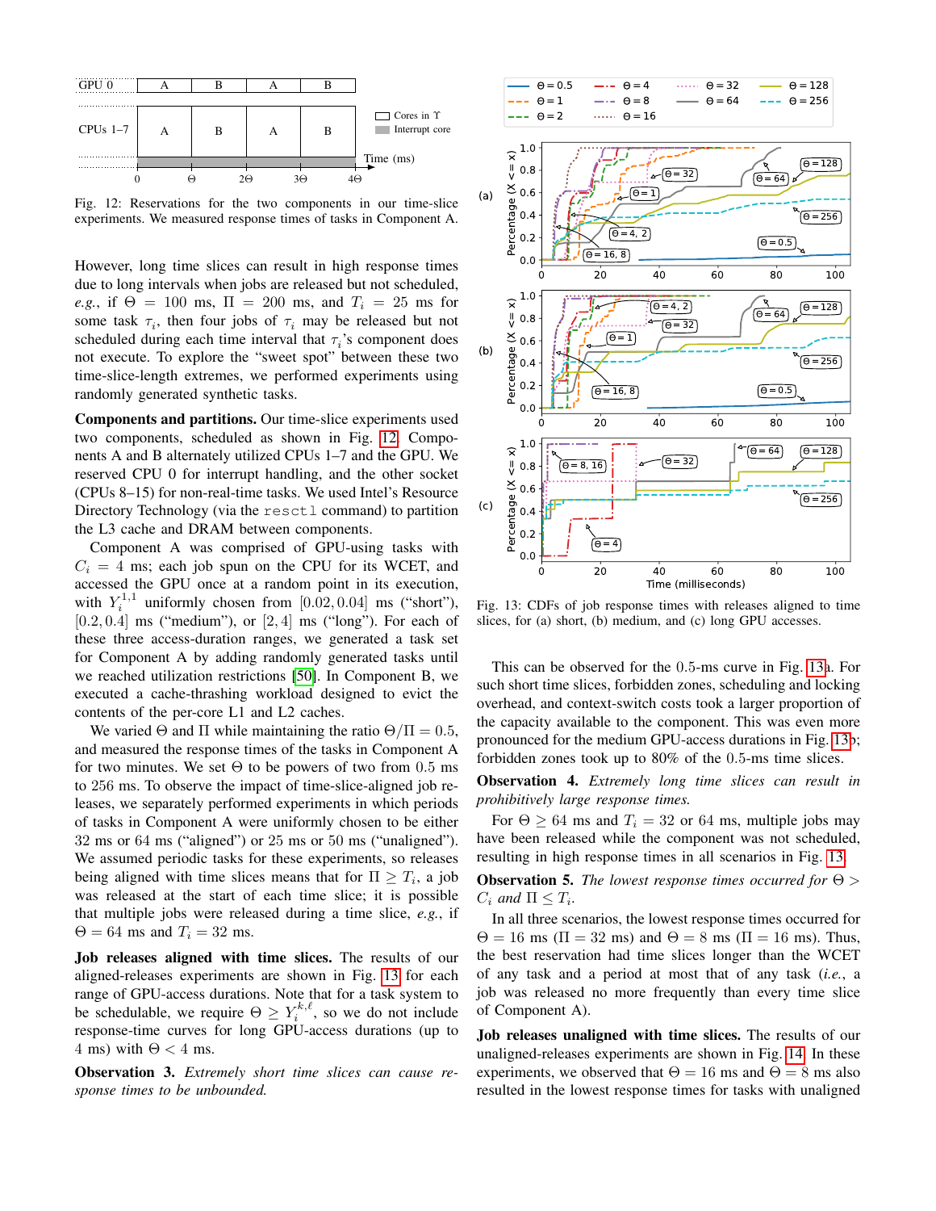GPU 0 | A | B | A | B

CPUs 1–7 | A | B | A | B

Cores in Υ
Interrupt core

Time (ms)

0 Θ 2Θ 3Θ 4Θ

Fig. 12: Reservations for the two components in our time-slice experiments. We measured response times of tasks in Component A.

However, long time slices can result in high response times due to long intervals when jobs are released but not scheduled, *e.g.*, if $\Theta = 100$ ms, $\Pi = 200$ ms, and $T_i = 25$ ms for some task $\tau_i$, then four jobs of $\tau_i$ may be released but not scheduled during each time interval that $\tau_i$'s component does not execute. To explore the "sweet spot" between these two time-slice-length extremes, we performed experiments using randomly generated synthetic tasks.

**Components and partitions.** Our time-slice experiments used two components, scheduled as shown in Fig. 12. Components A and B alternately utilized CPUs 1–7 and the GPU. We reserved CPU 0 for interrupt handling, and the other socket (CPUs 8–15) for non-real-time tasks. We used Intel's Resource Directory Technology (via the `resctl` command) to partition the L3 cache and DRAM between components.

Component A was comprised of GPU-using tasks with $C_i = 4$ ms; each job spun on the CPU for its WCET, and accessed the GPU once at a random point in its execution, with $Y_i^{1,1}$ uniformly chosen from $[0.02, 0.04]$ ms ("short"), $[0.2, 0.4]$ ms ("medium"), or $[2, 4]$ ms ("long"). For each of these three access-duration ranges, we generated a task set for Component A by adding randomly generated tasks until we reached utilization restrictions [50]. In Component B, we executed a cache-thrashing workload designed to evict the contents of the per-core L1 and L2 caches.

We varied $\Theta$ and $\Pi$ while maintaining the ratio $\Theta/\Pi = 0.5$, and measured the response times of the tasks in Component A for two minutes. We set $\Theta$ to be powers of two from 0.5 ms to 256 ms. To observe the impact of time-slice-aligned job releases, we separately performed experiments in which periods of tasks in Component A were uniformly chosen to be either 32 ms or 64 ms ("aligned") or 25 ms or 50 ms ("unaligned"). We assumed periodic tasks for these experiments, so releases being aligned with time slices means that for $\Pi \geq T_i$, a job was released at the start of each time slice; it is possible that multiple jobs were released during a time slice, *e.g.*, if $\Theta = 64$ ms and $T_i = 32$ ms.

**Job releases aligned with time slices.** The results of our aligned-releases experiments are shown in Fig. 13 for each range of GPU-access durations. Note that for a task system to be schedulable, we require $\Theta \geq Y_i^{k,\ell}$, so we do not include response-time curves for long GPU-access durations (up to 4 ms) with $\Theta < 4$ ms.

**Observation 3.** *Extremely short time slices can cause response times to be unbounded.*

Θ = 0.5  Θ = 4  Θ = 32  Θ = 128
Θ = 1  Θ = 8  Θ = 64  Θ = 256
Θ = 2  Θ = 16

(a) Percentage (X <= x)
Θ = 32, Θ = 64, Θ = 128, Θ = 1, Θ = 256, Θ = 4, 2, Θ = 16, 8, Θ = 0.5

(b) Percentage (X <= x)
Θ = 4, 2, Θ = 64, Θ = 128, Θ = 32, Θ = 1, Θ = 256, Θ = 16, 8, Θ = 0.5

(c) Percentage (X <= x)
Θ = 64, Θ = 128, Θ = 8, 16, Θ = 32, Θ = 256, Θ = 4

0 20 40 60 80 100
Time (milliseconds)

Fig. 13: CDFs of job response times with releases aligned to time slices, for (a) short, (b) medium, and (c) long GPU accesses.

This can be observed for the 0.5-ms curve in Fig. 13a. For such short time slices, forbidden zones, scheduling and locking overhead, and context-switch costs took a larger proportion of the capacity available to the component. This was even more pronounced for the medium GPU-access durations in Fig. 13b; forbidden zones took up to 80% of the 0.5-ms time slices.

**Observation 4.** *Extremely long time slices can result in prohibitively large response times.*

For $\Theta \geq 64$ ms and $T_i = 32$ or 64 ms, multiple jobs may have been released while the component was not scheduled, resulting in high response times in all scenarios in Fig. 13.

**Observation 5.** *The lowest response times occurred for $\Theta > C_i$ and $\Pi \leq T_i$.*

In all three scenarios, the lowest response times occurred for $\Theta = 16$ ms ($\Pi = 32$ ms) and $\Theta = 8$ ms ($\Pi = 16$ ms). Thus, the best reservation had time slices longer than the WCET of any task and a period at most that of any task (*i.e.*, a job was released no more frequently than every time slice of Component A).

**Job releases unaligned with time slices.** The results of our unaligned-releases experiments are shown in Fig. 14. In these experiments, we observed that $\Theta = 16$ ms and $\Theta = 8$ ms also resulted in the lowest response times for tasks with unaligned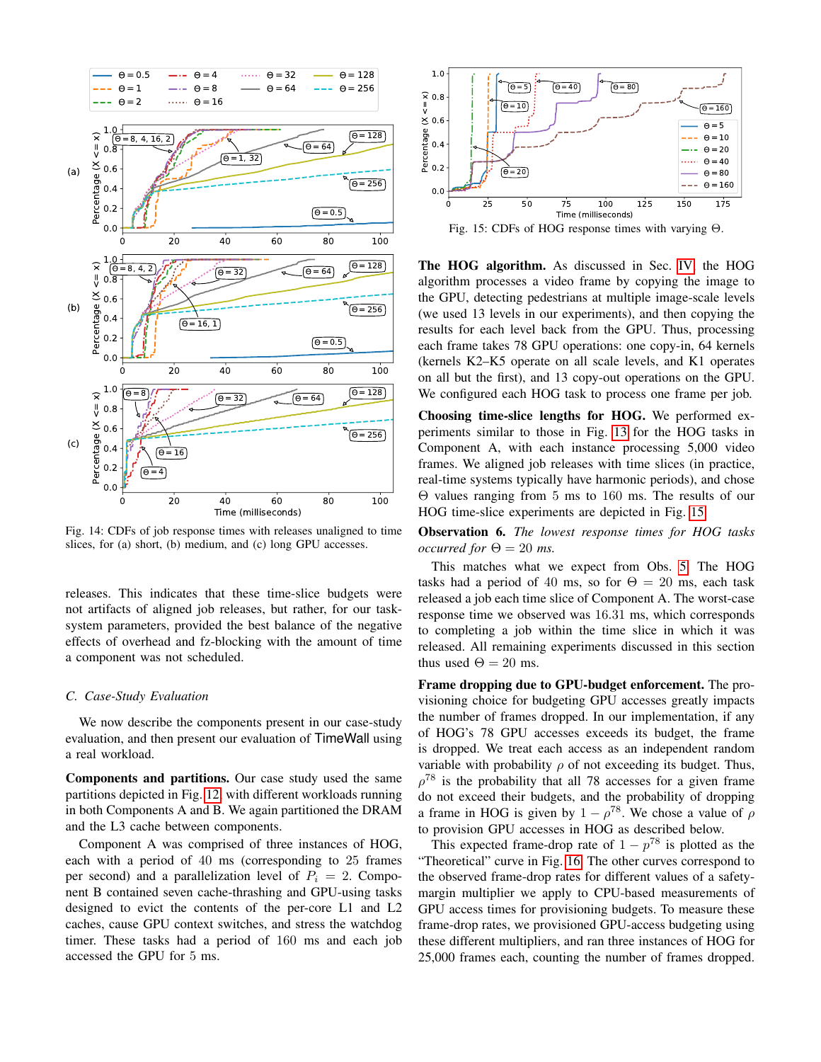Fig. 14: CDFs of job response times with releases unaligned to time slices, for (a) short, (b) medium, and (c) long GPU accesses.

releases. This indicates that these time-slice budgets were not artifacts of aligned job releases, but rather, for our task-system parameters, provided the best balance of the negative effects of overhead and fz-blocking with the amount of time a component was not scheduled.

### C. Case-Study Evaluation

We now describe the components present in our case-study evaluation, and then present our evaluation of TimeWall using a real workload.

**Components and partitions.** Our case study used the same partitions depicted in Fig. 12, with different workloads running in both Components A and B. We again partitioned the DRAM and the L3 cache between components.

Component A was comprised of three instances of HOG, each with a period of 40 ms (corresponding to 25 frames per second) and a parallelization level of $P_i = 2$. Component B contained seven cache-thrashing and GPU-using tasks designed to evict the contents of the per-core L1 and L2 caches, cause GPU context switches, and stress the watchdog timer. These tasks had a period of 160 ms and each job accessed the GPU for 5 ms.

Fig. 15: CDFs of HOG response times with varying Θ.

**The HOG algorithm.** As discussed in Sec. IV, the HOG algorithm processes a video frame by copying the image to the GPU, detecting pedestrians at multiple image-scale levels (we used 13 levels in our experiments), and then copying the results for each level back from the GPU. Thus, processing each frame takes 78 GPU operations: one copy-in, 64 kernels (kernels K2–K5 operate on all scale levels, and K1 operates on all but the first), and 13 copy-out operations on the GPU. We configured each HOG task to process one frame per job.

**Choosing time-slice lengths for HOG.** We performed experiments similar to those in Fig. 13 for the HOG tasks in Component A, with each instance processing 5,000 video frames. We aligned job releases with time slices (in practice, real-time systems typically have harmonic periods), and chose Θ values ranging from 5 ms to 160 ms. The results of our HOG time-slice experiments are depicted in Fig. 15.

**Observation 6.** *The lowest response times for HOG tasks occurred for* $\Theta = 20$ *ms.*

This matches what we expect from Obs. 5. The HOG tasks had a period of 40 ms, so for $\Theta = 20$ ms, each task released a job each time slice of Component A. The worst-case response time we observed was 16.31 ms, which corresponds to completing a job within the time slice in which it was released. All remaining experiments discussed in this section thus used $\Theta = 20$ ms.

**Frame dropping due to GPU-budget enforcement.** The provisioning choice for budgeting GPU accesses greatly impacts the number of frames dropped. In our implementation, if any of HOG's 78 GPU accesses exceeds its budget, the frame is dropped. We treat each access as an independent random variable with probability $\rho$ of not exceeding its budget. Thus, $\rho^{78}$ is the probability that all 78 accesses for a given frame do not exceed their budgets, and the probability of dropping a frame in HOG is given by $1 - \rho^{78}$. We chose a value of $\rho$ to provision GPU accesses in HOG as described below.

This expected frame-drop rate of $1 - \rho^{78}$ is plotted as the "Theoretical" curve in Fig. 16. The other curves correspond to the observed frame-drop rates for different values of a safety-margin multiplier we apply to CPU-based measurements of GPU access times for provisioning budgets. To measure these frame-drop rates, we provisioned GPU-access budgeting using these different multipliers, and ran three instances of HOG for 25,000 frames each, counting the number of frames dropped.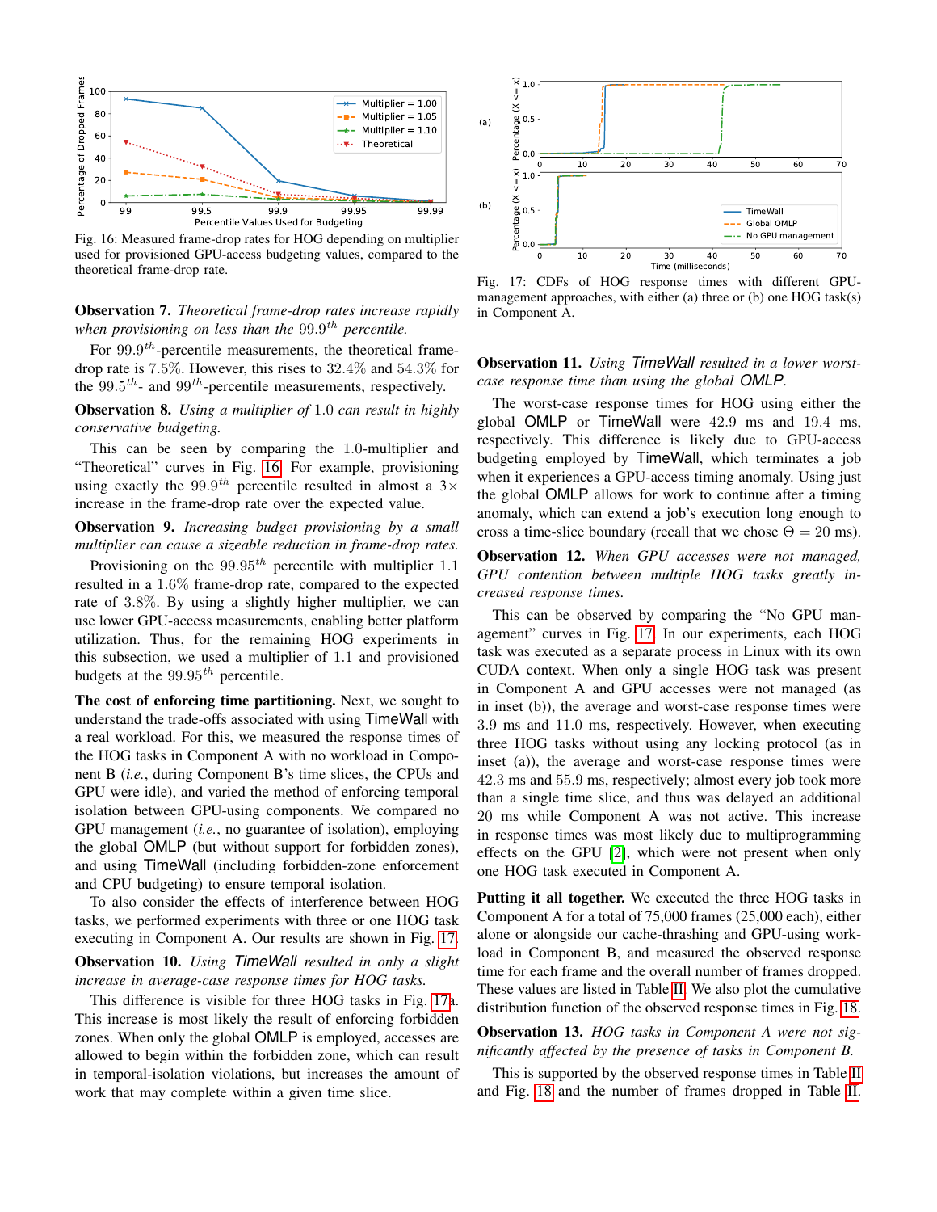Percentage of Dropped Frames
100
80
60
40
20
0
99
99.5
99.9
99.95
99.99
Percentile Values Used for Budgeting
Multiplier = 1.00
Multiplier = 1.05
Multiplier = 1.10
Theoretical

Fig. 16: Measured frame-drop rates for HOG depending on multiplier used for provisioned GPU-access budgeting values, compared to the theoretical frame-drop rate.

**Observation 7.** *Theoretical frame-drop rates increase rapidly when provisioning on less than the* $99.9^{th}$ *percentile.*

For $99.9^{th}$-percentile measurements, the theoretical frame-drop rate is 7.5%. However, this rises to 32.4% and 54.3% for the $99.5^{th}$- and $99^{th}$-percentile measurements, respectively.

**Observation 8.** *Using a multiplier of* 1.0 *can result in highly conservative budgeting.*

This can be seen by comparing the 1.0-multiplier and "Theoretical" curves in Fig. 16. For example, provisioning using exactly the $99.9^{th}$ percentile resulted in almost a $3\times$ increase in the frame-drop rate over the expected value.

**Observation 9.** *Increasing budget provisioning by a small multiplier can cause a sizeable reduction in frame-drop rates.*

Provisioning on the $99.95^{th}$ percentile with multiplier 1.1 resulted in a 1.6% frame-drop rate, compared to the expected rate of 3.8%. By using a slightly higher multiplier, we can use lower GPU-access measurements, enabling better platform utilization. Thus, for the remaining HOG experiments in this subsection, we used a multiplier of 1.1 and provisioned budgets at the $99.95^{th}$ percentile.

**The cost of enforcing time partitioning.** Next, we sought to understand the trade-offs associated with using TimeWall with a real workload. For this, we measured the response times of the HOG tasks in Component A with no workload in Component B (*i.e.*, during Component B's time slices, the CPUs and GPU were idle), and varied the method of enforcing temporal isolation between GPU-using components. We compared no GPU management (*i.e.*, no guarantee of isolation), employing the global OMLP (but without support for forbidden zones), and using TimeWall (including forbidden-zone enforcement and CPU budgeting) to ensure temporal isolation.

To also consider the effects of interference between HOG tasks, we performed experiments with three or one HOG task executing in Component A. Our results are shown in Fig. 17.

**Observation 10.** *Using TimeWall resulted in only a slight increase in average-case response times for HOG tasks.*

This difference is visible for three HOG tasks in Fig. 17a. This increase is most likely the result of enforcing forbidden zones. When only the global OMLP is employed, accesses are allowed to begin within the forbidden zone, which can result in temporal-isolation violations, but increases the amount of work that may complete within a given time slice.

(a)
(b)
Percentage (X <= x)
1.0
0.5
0.0
0
10
20
30
40
50
60
70
Time (milliseconds)
TimeWall
Global OMLP
No GPU management

Fig. 17: CDFs of HOG response times with different GPU-management approaches, with either (a) three or (b) one HOG task(s) in Component A.

**Observation 11.** *Using TimeWall resulted in a lower worst-case response time than using the global OMLP.*

The worst-case response times for HOG using either the global OMLP or TimeWall were 42.9 ms and 19.4 ms, respectively. This difference is likely due to GPU-access budgeting employed by TimeWall, which terminates a job when it experiences a GPU-access timing anomaly. Using just the global OMLP allows for work to continue after a timing anomaly, which can extend a job's execution long enough to cross a time-slice boundary (recall that we chose $\Theta = 20$ ms).

**Observation 12.** *When GPU accesses were not managed, GPU contention between multiple HOG tasks greatly increased response times.*

This can be observed by comparing the "No GPU management" curves in Fig. 17. In our experiments, each HOG task was executed as a separate process in Linux with its own CUDA context. When only a single HOG task was present in Component A and GPU accesses were not managed (as in inset (b)), the average and worst-case response times were 3.9 ms and 11.0 ms, respectively. However, when executing three HOG tasks without using any locking protocol (as in inset (a)), the average and worst-case response times were 42.3 ms and 55.9 ms, respectively; almost every job took more than a single time slice, and thus was delayed an additional 20 ms while Component A was not active. This increase in response times was most likely due to multiprogramming effects on the GPU [2], which were not present when only one HOG task executed in Component A.

**Putting it all together.** We executed the three HOG tasks in Component A for a total of 75,000 frames (25,000 each), either alone or alongside our cache-thrashing and GPU-using workload in Component B, and measured the observed response time for each frame and the overall number of frames dropped. These values are listed in Table II. We also plot the cumulative distribution function of the observed response times in Fig. 18.

**Observation 13.** *HOG tasks in Component A were not significantly affected by the presence of tasks in Component B.*

This is supported by the observed response times in Table II and Fig. 18 and the number of frames dropped in Table II.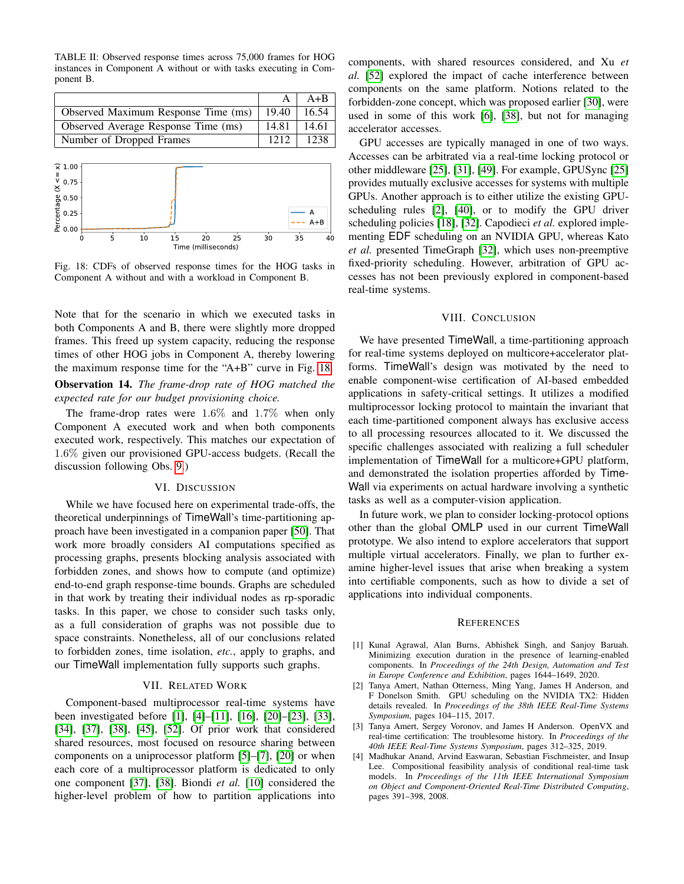TABLE II: Observed response times across 75,000 frames for HOG instances in Component A without or with tasks executing in Component B.

| | A | A+B |
|---|---|---|
| Observed Maximum Response Time (ms) | 19.40 | 16.54 |
| Observed Average Response Time (ms) | 14.81 | 14.61 |
| Number of Dropped Frames | 1212 | 1238 |

Percentage (X <= x)
1.00
0.75
0.50
0.25
0.00
0 5 10 15 20 25 30 35 40
Time (milliseconds)
A
A+B

Fig. 18: CDFs of observed response times for the HOG tasks in Component A without and with a workload in Component B.

Note that for the scenario in which we executed tasks in both Components A and B, there were slightly more dropped frames. This freed up system capacity, reducing the response times of other HOG jobs in Component A, thereby lowering the maximum response time for the "A+B" curve in Fig. 18.

**Observation 14.** *The frame-drop rate of HOG matched the expected rate for our budget provisioning choice.*

The frame-drop rates were $1.6\%$ and $1.7\%$ when only Component A executed work and when both components executed work, respectively. This matches our expectation of $1.6\%$ given our provisioned GPU-access budgets. (Recall the discussion following Obs. 9.)

## VI. Discussion

While we have focused here on experimental trade-offs, the theoretical underpinnings of TimeWall's time-partitioning approach have been investigated in a companion paper [50]. That work more broadly considers AI computations specified as processing graphs, presents blocking analysis associated with forbidden zones, and shows how to compute (and optimize) end-to-end graph response-time bounds. Graphs are scheduled in that work by treating their individual nodes as rp-sporadic tasks. In this paper, we chose to consider such tasks only, as a full consideration of graphs was not possible due to space constraints. Nonetheless, all of our conclusions related to forbidden zones, time isolation, *etc.*, apply to graphs, and our TimeWall implementation fully supports such graphs.

## VII. Related Work

Component-based multiprocessor real-time systems have been investigated before [1], [4]–[11], [16], [20]–[23], [33], [34], [37], [38], [45], [52]. Of prior work that considered shared resources, most focused on resource sharing between components on a uniprocessor platform [5]–[7], [20] or when each core of a multiprocessor platform is dedicated to only one component [37], [38]. Biondi *et al.* [10] considered the higher-level problem of how to partition applications into components, with shared resources considered, and Xu *et al.* [52] explored the impact of cache interference between components on the same platform. Notions related to the forbidden-zone concept, which was proposed earlier [30], were used in some of this work [6], [38], but not for managing accelerator accesses.

GPU accesses are typically managed in one of two ways. Accesses can be arbitrated via a real-time locking protocol or other middleware [25], [31], [49]. For example, GPUSync [25] provides mutually exclusive accesses for systems with multiple GPUs. Another approach is to either utilize the existing GPU-scheduling rules [2], [40], or to modify the GPU driver scheduling policies [18], [32]. Capodieci *et al.* explored implementing EDF scheduling on an NVIDIA GPU, whereas Kato *et al.* presented TimeGraph [32], which uses non-preemptive fixed-priority scheduling. However, arbitration of GPU accesses has not been previously explored in component-based real-time systems.

## VIII. Conclusion

We have presented TimeWall, a time-partitioning approach for real-time systems deployed on multicore+accelerator platforms. TimeWall's design was motivated by the need to enable component-wise certification of AI-based embedded applications in safety-critical settings. It utilizes a modified multiprocessor locking protocol to maintain the invariant that each time-partitioned component always has exclusive access to all processing resources allocated to it. We discussed the specific challenges associated with realizing a full scheduler implementation of TimeWall for a multicore+GPU platform, and demonstrated the isolation properties afforded by TimeWall via experiments on actual hardware involving a synthetic tasks as well as a computer-vision application.

In future work, we plan to consider locking-protocol options other than the global OMLP used in our current TimeWall prototype. We also intend to explore accelerators that support multiple virtual accelerators. Finally, we plan to further examine higher-level issues that arise when breaking a system into certifiable components, such as how to divide a set of applications into individual components.

## References

[1] Kunal Agrawal, Alan Burns, Abhishek Singh, and Sanjoy Baruah. Minimizing execution duration in the presence of learning-enabled components. In *Proceedings of the 24th Design, Automation and Test in Europe Conference and Exhibition*, pages 1644–1649, 2020.

[2] Tanya Amert, Nathan Otterness, Ming Yang, James H Anderson, and F Donelson Smith. GPU scheduling on the NVIDIA TX2: Hidden details revealed. In *Proceedings of the 38th IEEE Real-Time Systems Symposium*, pages 104–115, 2017.

[3] Tanya Amert, Sergey Voronov, and James H Anderson. OpenVX and real-time certification: The troublesome history. In *Proceedings of the 40th IEEE Real-Time Systems Symposium*, pages 312–325, 2019.

[4] Madhukar Anand, Arvind Easwaran, Sebastian Fischmeister, and Insup Lee. Compositional feasibility analysis of conditional real-time task models. In *Proceedings of the 11th IEEE International Symposium on Object and Component-Oriented Real-Time Distributed Computing*, pages 391–398, 2008.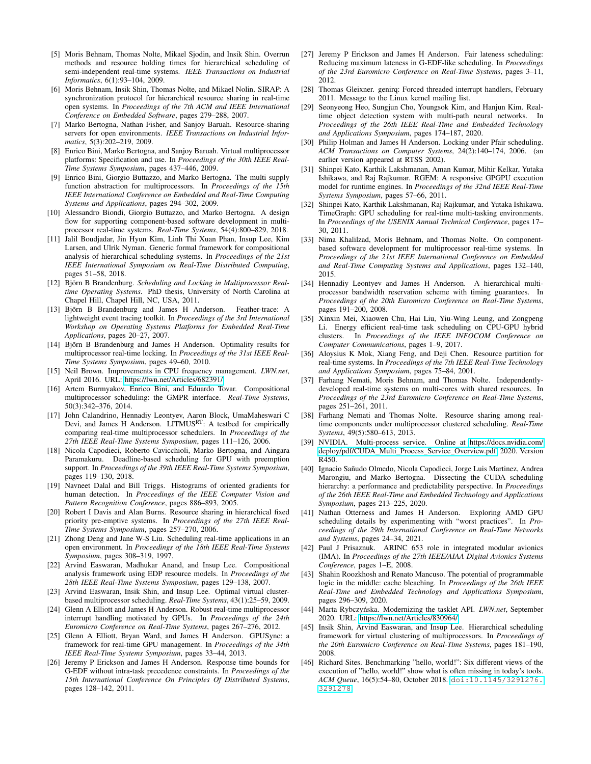[5] Moris Behnam, Thomas Nolte, Mikael Sjodin, and Insik Shin. Overrun methods and resource holding times for hierarchical scheduling of semi-independent real-time systems. *IEEE Transactions on Industrial Informatics*, 6(1):93–104, 2009.

[6] Moris Behnam, Insik Shin, Thomas Nolte, and Mikael Nolin. SIRAP: A synchronization protocol for hierarchical resource sharing in real-time open systems. In *Proceedings of the 7th ACM and IEEE International Conference on Embedded Software*, pages 279–288, 2007.

[7] Marko Bertogna, Nathan Fisher, and Sanjoy Baruah. Resource-sharing servers for open environments. *IEEE Transactions on Industrial Informatics*, 5(3):202–219, 2009.

[8] Enrico Bini, Marko Bertogna, and Sanjoy Baruah. Virtual multiprocessor platforms: Specification and use. In *Proceedings of the 30th IEEE Real-Time Systems Symposium*, pages 437–446, 2009.

[9] Enrico Bini, Giorgio Buttazzo, and Marko Bertogna. The multi supply function abstraction for multiprocessors. In *Proceedings of the 15th IEEE International Conference on Embedded and Real-Time Computing Systems and Applications*, pages 294–302, 2009.

[10] Alessandro Biondi, Giorgio Buttazzo, and Marko Bertogna. A design flow for supporting component-based software development in multiprocessor real-time systems. *Real-Time Systems*, 54(4):800–829, 2018.

[11] Jalil Boudjadar, Jin Hyun Kim, Linh Thi Xuan Phan, Insup Lee, Kim Larsen, and Ulrik Nyman. Generic formal framework for compositional analysis of hierarchical scheduling systems. In *Proceedings of the 21st IEEE International Symposium on Real-Time Distributed Computing*, pages 51–58, 2018.

[12] Björn B Brandenburg. *Scheduling and Locking in Multiprocessor Real-time Operating Systems*. PhD thesis, University of North Carolina at Chapel Hill, Chapel Hill, NC, USA, 2011.

[13] Björn B Brandenburg and James H Anderson. Feather-trace: A lightweight event tracing toolkit. In *Proceedings of the 3rd International Workshop on Operating Systems Platforms for Embedded Real-Time Applications*, pages 20–27, 2007.

[14] Björn B Brandenburg and James H Anderson. Optimality results for multiprocessor real-time locking. In *Proceedings of the 31st IEEE Real-Time Systems Symposium*, pages 49–60, 2010.

[15] Neil Brown. Improvements in CPU frequency management. *LWN.net*, April 2016. URL: https://lwn.net/Articles/682391/.

[16] Artem Burmyakov, Enrico Bini, and Eduardo Tovar. Compositional multiprocessor scheduling: the GMPR interface. *Real-Time Systems*, 50(3):342–376, 2014.

[17] John Calandrino, Hennadiy Leontyev, Aaron Block, UmaMaheswari C Devi, and James H Anderson. LITMUS[RT]: A testbed for empirically comparing real-time multiprocessor schedulers. In *Proceedings of the 27th IEEE Real-Time Systems Symposium*, pages 111–126, 2006.

[18] Nicola Capodieci, Roberto Cavicchioli, Marko Bertogna, and Aingara Paramakuru. Deadline-based scheduling for GPU with preemption support. In *Proceedings of the 39th IEEE Real-Time Systems Symposium*, pages 119–130, 2018.

[19] Navneet Dalal and Bill Triggs. Histograms of oriented gradients for human detection. In *Proceedings of the IEEE Computer Vision and Pattern Recognition Conference*, pages 886–893, 2005.

[20] Robert I Davis and Alan Burns. Resource sharing in hierarchical fixed priority pre-emptive systems. In *Proceedings of the 27th IEEE Real-Time Systems Symposium*, pages 257–270, 2006.

[21] Zhong Deng and Jane W-S Liu. Scheduling real-time applications in an open environment. In *Proceedings of the 18th IEEE Real-Time Systems Symposium*, pages 308–319, 1997.

[22] Arvind Easwaran, Madhukar Anand, and Insup Lee. Compositional analysis framework using EDP resource models. In *Proceedings of the 28th IEEE Real-Time Systems Symposium*, pages 129–138, 2007.

[23] Arvind Easwaran, Insik Shin, and Insup Lee. Optimal virtual cluster-based multiprocessor scheduling. *Real-Time Systems*, 43(1):25–59, 2009.

[24] Glenn A Elliott and James H Anderson. Robust real-time multiprocessor interrupt handling motivated by GPUs. In *Proceedings of the 24th Euromicro Conference on Real-Time Systems*, pages 267–276, 2012.

[25] Glenn A Elliott, Bryan Ward, and James H Anderson. GPUSync: a framework for real-time GPU management. In *Proceedings of the 34th IEEE Real-Time Systems Symposium*, pages 33–44, 2013.

[26] Jeremy P Erickson and James H Anderson. Response time bounds for G-EDF without intra-task precedence constraints. In *Proceedings of the 15th International Conference On Principles Of Distributed Systems*, pages 128–142, 2011.

[27] Jeremy P Erickson and James H Anderson. Fair lateness scheduling: Reducing maximum lateness in G-EDF-like scheduling. In *Proceedings of the 23rd Euromicro Conference on Real-Time Systems*, pages 3–11, 2012.

[28] Thomas Gleixner. genirq: Forced threaded interrupt handlers, February 2011. Message to the Linux kernel mailing list.

[29] Seonyeong Heo, Sungjun Cho, Youngsok Kim, and Hanjun Kim. Real-time object detection system with multi-path neural networks. In *Proceedings of the 26th IEEE Real-Time and Embedded Technology and Applications Symposium*, pages 174–187, 2020.

[30] Philip Holman and James H Anderson. Locking under Pfair scheduling. *ACM Transactions on Computer Systems*, 24(2):140–174, 2006. (an earlier version appeared at RTSS 2002).

[31] Shinpei Kato, Karthik Lakshmanan, Aman Kumar, Mihir Kelkar, Yutaka Ishikawa, and Raj Rajkumar. RGEM: A responsive GPGPU execution model for runtime engines. In *Proceedings of the 32nd IEEE Real-Time Systems Symposium*, pages 57–66, 2011.

[32] Shinpei Kato, Karthik Lakshmanan, Raj Rajkumar, and Yutaka Ishikawa. TimeGraph: GPU scheduling for real-time multi-tasking environments. In *Proceedings of the USENIX Annual Technical Conference*, pages 17–30, 2011.

[33] Nima Khalilzad, Moris Behnam, and Thomas Nolte. On component-based software development for multiprocessor real-time systems. In *Proceedings of the 21st IEEE International Conference on Embedded and Real-Time Computing Systems and Applications*, pages 132–140, 2015.

[34] Hennadiy Leontyev and James H Anderson. A hierarchical multiprocessor bandwidth reservation scheme with timing guarantees. In *Proceedings of the 20th Euromicro Conference on Real-Time Systems*, pages 191–200, 2008.

[35] Xinxin Mei, Xiaowen Chu, Hai Liu, Yiu-Wing Leung, and Zongpeng Li. Energy efficient real-time task scheduling on CPU-GPU hybrid clusters. In *Proceedings of the IEEE INFOCOM Conference on Computer Communications*, pages 1–9, 2017.

[36] Aloysius K Mok, Xiang Feng, and Deji Chen. Resource partition for real-time systems. In *Proceedings of the 7th IEEE Real-Time Technology and Applications Symposium*, pages 75–84, 2001.

[37] Farhang Nemati, Moris Behnam, and Thomas Nolte. Independently-developed real-time systems on multi-cores with shared resources. In *Proceedings of the 23rd Euromicro Conference on Real-Time Systems*, pages 251–261, 2011.

[38] Farhang Nemati and Thomas Nolte. Resource sharing among real-time components under multiprocessor clustered scheduling. *Real-Time Systems*, 49(5):580–613, 2013.

[39] NVIDIA. Multi-process service. Online at https://docs.nvidia.com/deploy/pdf/CUDA_Multi_Process_Service_Overview.pdf, 2020. Version R450.

[40] Ignacio Sañudo Olmedo, Nicola Capodieci, Jorge Luis Martinez, Andrea Marongiu, and Marko Bertogna. Dissecting the CUDA scheduling hierarchy: a performance and predictability perspective. In *Proceedings of the 26th IEEE Real-Time and Embedded Technology and Applications Symposium*, pages 213–225, 2020.

[41] Nathan Otterness and James H Anderson. Exploring AMD GPU scheduling details by experimenting with "worst practices". In *Proceedings of the 29th International Conference on Real-Time Networks and Systems*, pages 24–34, 2021.

[42] Paul J Prisaznuk. ARINC 653 role in integrated modular avionics (IMA). In *Proceedings of the 27th IEEE/AIAA Digital Avionics Systems Conference*, pages 1–E, 2008.

[43] Shahin Roozkhosh and Renato Mancuso. The potential of programmable logic in the middle: cache bleaching. In *Proceedings of the 26th IEEE Real-Time and Embedded Technology and Applications Symposium*, pages 296–309, 2020.

[44] Marta Rybczyńska. Modernizing the tasklet API. *LWN.net*, September 2020. URL: https://lwn.net/Articles/830964/.

[45] Insik Shin, Arvind Easwaran, and Insup Lee. Hierarchical scheduling framework for virtual clustering of multiprocessors. In *Proceedings of the 20th Euromicro Conference on Real-Time Systems*, pages 181–190, 2008.

[46] Richard Sites. Benchmarking "hello, world!": Six different views of the execution of "hello, world!" show what is often missing in today's tools. *ACM Queue*, 16(5):54–80, October 2018. doi:10.1145/3291276.3291278.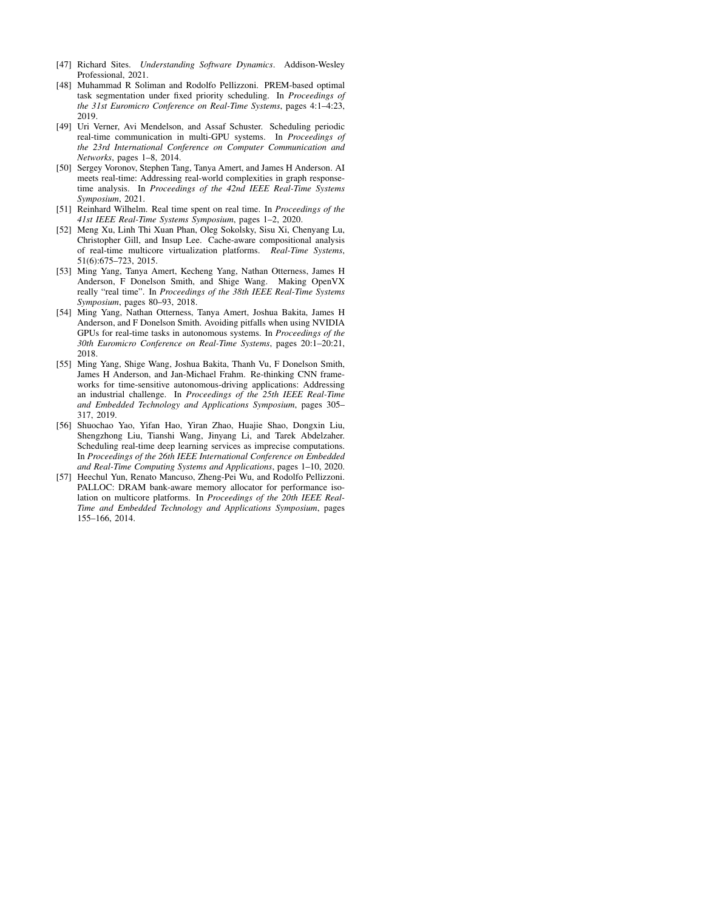[47] Richard Sites. *Understanding Software Dynamics*. Addison-Wesley Professional, 2021.

[48] Muhammad R Soliman and Rodolfo Pellizzoni. PREM-based optimal task segmentation under fixed priority scheduling. In *Proceedings of the 31st Euromicro Conference on Real-Time Systems*, pages 4:1–4:23, 2019.

[49] Uri Verner, Avi Mendelson, and Assaf Schuster. Scheduling periodic real-time communication in multi-GPU systems. In *Proceedings of the 23rd International Conference on Computer Communication and Networks*, pages 1–8, 2014.

[50] Sergey Voronov, Stephen Tang, Tanya Amert, and James H Anderson. AI meets real-time: Addressing real-world complexities in graph response-time analysis. In *Proceedings of the 42nd IEEE Real-Time Systems Symposium*, 2021.

[51] Reinhard Wilhelm. Real time spent on real time. In *Proceedings of the 41st IEEE Real-Time Systems Symposium*, pages 1–2, 2020.

[52] Meng Xu, Linh Thi Xuan Phan, Oleg Sokolsky, Sisu Xi, Chenyang Lu, Christopher Gill, and Insup Lee. Cache-aware compositional analysis of real-time multicore virtualization platforms. *Real-Time Systems*, 51(6):675–723, 2015.

[53] Ming Yang, Tanya Amert, Kecheng Yang, Nathan Otterness, James H Anderson, F Donelson Smith, and Shige Wang. Making OpenVX really "real time". In *Proceedings of the 38th IEEE Real-Time Systems Symposium*, pages 80–93, 2018.

[54] Ming Yang, Nathan Otterness, Tanya Amert, Joshua Bakita, James H Anderson, and F Donelson Smith. Avoiding pitfalls when using NVIDIA GPUs for real-time tasks in autonomous systems. In *Proceedings of the 30th Euromicro Conference on Real-Time Systems*, pages 20:1–20:21, 2018.

[55] Ming Yang, Shige Wang, Joshua Bakita, Thanh Vu, F Donelson Smith, James H Anderson, and Jan-Michael Frahm. Re-thinking CNN frameworks for time-sensitive autonomous-driving applications: Addressing an industrial challenge. In *Proceedings of the 25th IEEE Real-Time and Embedded Technology and Applications Symposium*, pages 305–317, 2019.

[56] Shuochao Yao, Yifan Hao, Yiran Zhao, Huajie Shao, Dongxin Liu, Shengzhong Liu, Tianshi Wang, Jinyang Li, and Tarek Abdelzaher. Scheduling real-time deep learning services as imprecise computations. In *Proceedings of the 26th IEEE International Conference on Embedded and Real-Time Computing Systems and Applications*, pages 1–10, 2020.

[57] Heechul Yun, Renato Mancuso, Zheng-Pei Wu, and Rodolfo Pellizzoni. PALLOC: DRAM bank-aware memory allocator for performance isolation on multicore platforms. In *Proceedings of the 20th IEEE Real-Time and Embedded Technology and Applications Symposium*, pages 155–166, 2014.